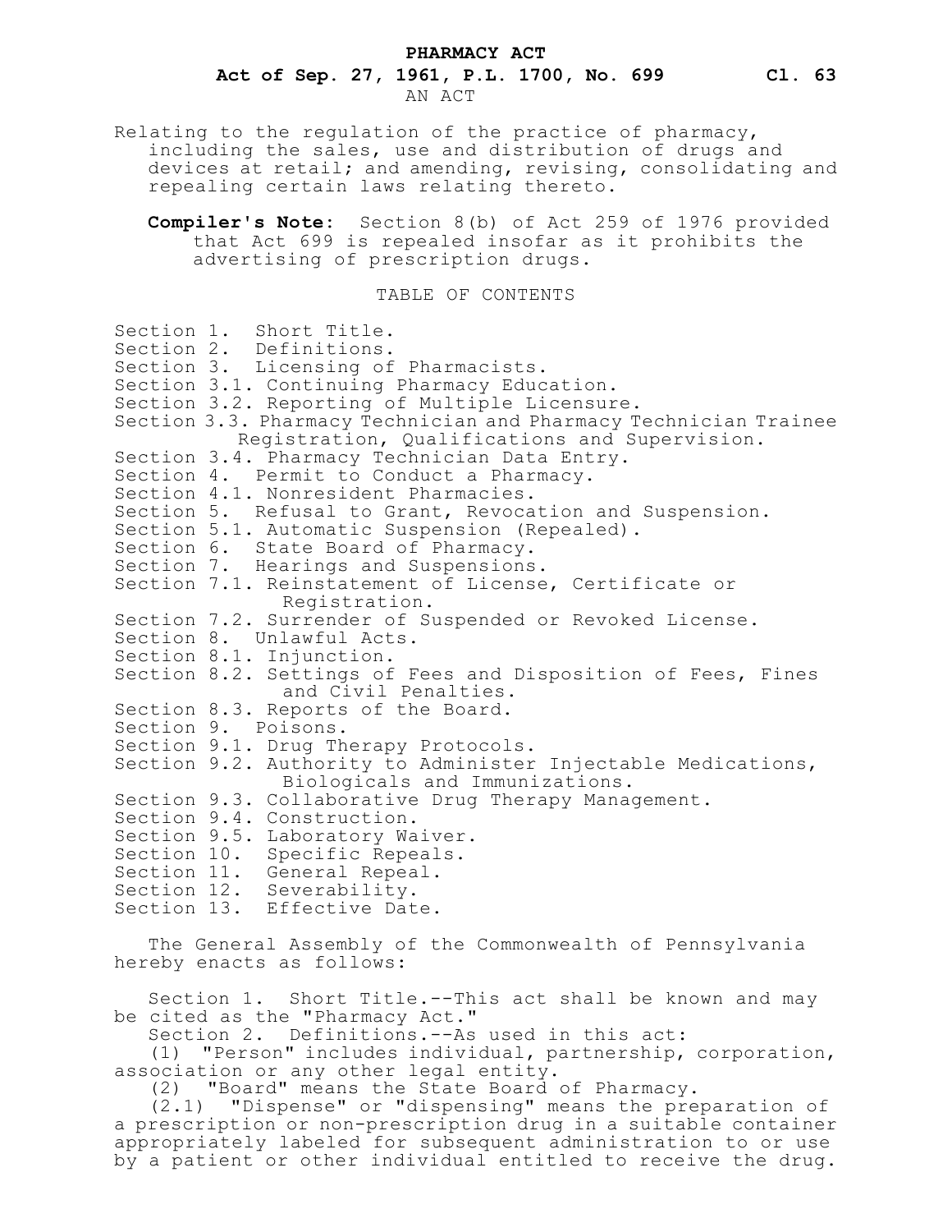# PHARMACY ACT

**Act of Sep. 27, 1961, P.L. 1700, No. 699 Cl. 63**

AN ACT

Relating to the regulation of the practice of pharmacy, including the sales, use and distribution of drugs and devices at retail; and amending, revising, consolidating and repealing certain laws relating thereto.

**Compiler's Note:** Section 8(b) of Act 259 of 1976 provided that Act 699 is repealed insofar as it prohibits the advertising of prescription drugs.

TABLE OF CONTENTS

Section 1. Short Title.
Section 2. Definitions.
Section 3. Licensing of Pharmacists.
Section 3.1. Continuing Pharmacy Education.
Section 3.2. Reporting of Multiple Licensure.
Section 3.3. Pharmacy Technician and Pharmacy Technician Trainee Registration, Qualifications and Supervision.
Section 3.4. Pharmacy Technician Data Entry.
Section 4. Permit to Conduct a Pharmacy.
Section 4.1. Nonresident Pharmacies.
Section 5. Refusal to Grant, Revocation and Suspension.
Section 5.1. Automatic Suspension (Repealed).
Section 6. State Board of Pharmacy.
Section 7. Hearings and Suspensions.
Section 7.1. Reinstatement of License, Certificate or Registration.
Section 7.2. Surrender of Suspended or Revoked License.
Section 8. Unlawful Acts.
Section 8.1. Injunction.
Section 8.2. Settings of Fees and Disposition of Fees, Fines and Civil Penalties.
Section 8.3. Reports of the Board.
Section 9. Poisons.
Section 9.1. Drug Therapy Protocols.
Section 9.2. Authority to Administer Injectable Medications, Biologicals and Immunizations.
Section 9.3. Collaborative Drug Therapy Management.
Section 9.4. Construction.
Section 9.5. Laboratory Waiver.
Section 10. Specific Repeals.
Section 11. General Repeal.
Section 12. Severability.
Section 13. Effective Date.

The General Assembly of the Commonwealth of Pennsylvania hereby enacts as follows:

Section 1. Short Title.--This act shall be known and may be cited as the "Pharmacy Act."

Section 2. Definitions.--As used in this act:

(1) "Person" includes individual, partnership, corporation, association or any other legal entity.

(2) "Board" means the State Board of Pharmacy.

(2.1) "Dispense" or "dispensing" means the preparation of a prescription or non-prescription drug in a suitable container appropriately labeled for subsequent administration to or use by a patient or other individual entitled to receive the drug.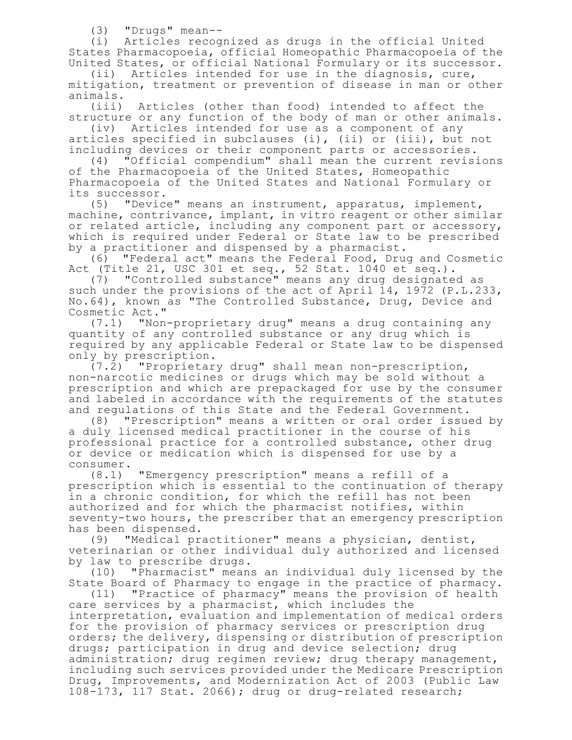(3) "Drugs" mean--

(i) Articles recognized as drugs in the official United States Pharmacopoeia, official Homeopathic Pharmacopoeia of the United States, or official National Formulary or its successor.

(ii) Articles intended for use in the diagnosis, cure, mitigation, treatment or prevention of disease in man or other animals.

(iii) Articles (other than food) intended to affect the structure or any function of the body of man or other animals.

(iv) Articles intended for use as a component of any articles specified in subclauses (i), (ii) or (iii), but not including devices or their component parts or accessories.

(4) "Official compendium" shall mean the current revisions of the Pharmacopoeia of the United States, Homeopathic Pharmacopoeia of the United States and National Formulary or its successor.

(5) "Device" means an instrument, apparatus, implement, machine, contrivance, implant, in vitro reagent or other similar or related article, including any component part or accessory, which is required under Federal or State law to be prescribed by a practitioner and dispensed by a pharmacist.

(6) "Federal act" means the Federal Food, Drug and Cosmetic Act (Title 21, USC 301 et seq., 52 Stat. 1040 et seq.).

(7) "Controlled substance" means any drug designated as such under the provisions of the act of April 14, 1972 (P.L.233, No.64), known as "The Controlled Substance, Drug, Device and Cosmetic Act."

(7.1) "Non-proprietary drug" means a drug containing any quantity of any controlled substance or any drug which is required by any applicable Federal or State law to be dispensed only by prescription.

(7.2) "Proprietary drug" shall mean non-prescription, non-narcotic medicines or drugs which may be sold without a prescription and which are prepackaged for use by the consumer and labeled in accordance with the requirements of the statutes and regulations of this State and the Federal Government.

(8) "Prescription" means a written or oral order issued by a duly licensed medical practitioner in the course of his professional practice for a controlled substance, other drug or device or medication which is dispensed for use by a consumer.

(8.1) "Emergency prescription" means a refill of a prescription which is essential to the continuation of therapy in a chronic condition, for which the refill has not been authorized and for which the pharmacist notifies, within seventy-two hours, the prescriber that an emergency prescription has been dispensed.

(9) "Medical practitioner" means a physician, dentist, veterinarian or other individual duly authorized and licensed by law to prescribe drugs.

(10) "Pharmacist" means an individual duly licensed by the State Board of Pharmacy to engage in the practice of pharmacy.

(11) "Practice of pharmacy" means the provision of health care services by a pharmacist, which includes the interpretation, evaluation and implementation of medical orders for the provision of pharmacy services or prescription drug orders; the delivery, dispensing or distribution of prescription drugs; participation in drug and device selection; drug administration; drug regimen review; drug therapy management, including such services provided under the Medicare Prescription Drug, Improvements, and Modernization Act of 2003 (Public Law 108-173, 117 Stat. 2066); drug or drug-related research;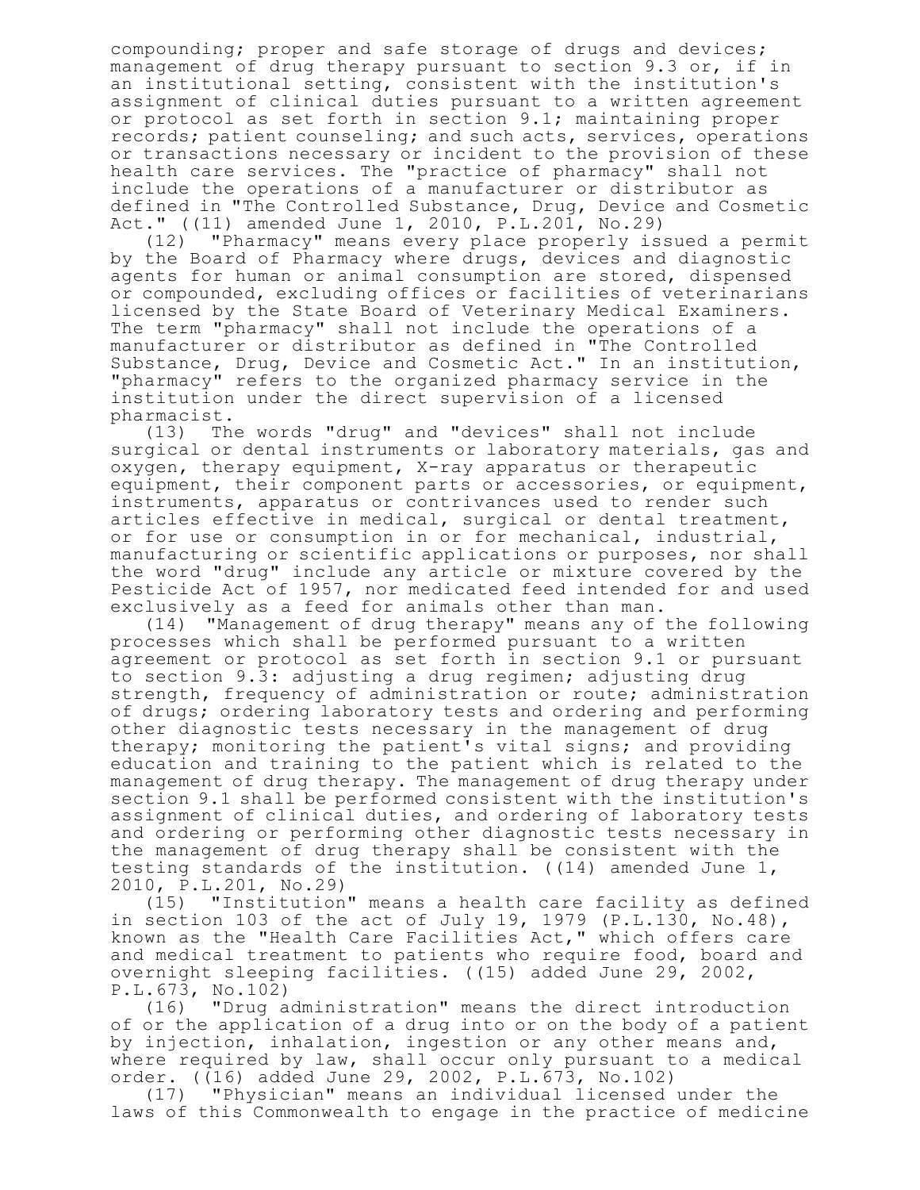compounding; proper and safe storage of drugs and devices; management of drug therapy pursuant to section 9.3 or, if in an institutional setting, consistent with the institution's assignment of clinical duties pursuant to a written agreement or protocol as set forth in section 9.1; maintaining proper records; patient counseling; and such acts, services, operations or transactions necessary or incident to the provision of these health care services. The "practice of pharmacy" shall not include the operations of a manufacturer or distributor as defined in "The Controlled Substance, Drug, Device and Cosmetic Act." ((11) amended June 1, 2010, P.L.201, No.29)

(12) "Pharmacy" means every place properly issued a permit by the Board of Pharmacy where drugs, devices and diagnostic agents for human or animal consumption are stored, dispensed or compounded, excluding offices or facilities of veterinarians licensed by the State Board of Veterinary Medical Examiners. The term "pharmacy" shall not include the operations of a manufacturer or distributor as defined in "The Controlled Substance, Drug, Device and Cosmetic Act." In an institution, "pharmacy" refers to the organized pharmacy service in the institution under the direct supervision of a licensed pharmacist.

(13) The words "drug" and "devices" shall not include surgical or dental instruments or laboratory materials, gas and oxygen, therapy equipment, X-ray apparatus or therapeutic equipment, their component parts or accessories, or equipment, instruments, apparatus or contrivances used to render such articles effective in medical, surgical or dental treatment, or for use or consumption in or for mechanical, industrial, manufacturing or scientific applications or purposes, nor shall the word "drug" include any article or mixture covered by the Pesticide Act of 1957, nor medicated feed intended for and used exclusively as a feed for animals other than man.

(14) "Management of drug therapy" means any of the following processes which shall be performed pursuant to a written agreement or protocol as set forth in section 9.1 or pursuant to section 9.3: adjusting a drug regimen; adjusting drug strength, frequency of administration or route; administration of drugs; ordering laboratory tests and ordering and performing other diagnostic tests necessary in the management of drug therapy; monitoring the patient's vital signs; and providing education and training to the patient which is related to the management of drug therapy. The management of drug therapy under section 9.1 shall be performed consistent with the institution's assignment of clinical duties, and ordering of laboratory tests and ordering or performing other diagnostic tests necessary in the management of drug therapy shall be consistent with the testing standards of the institution. ((14) amended June 1, 2010, P.L.201, No.29)

(15) "Institution" means a health care facility as defined in section 103 of the act of July 19, 1979 (P.L.130, No.48), known as the "Health Care Facilities Act," which offers care and medical treatment to patients who require food, board and overnight sleeping facilities. ((15) added June 29, 2002, P.L.673, No.102)

(16) "Drug administration" means the direct introduction of or the application of a drug into or on the body of a patient by injection, inhalation, ingestion or any other means and, where required by law, shall occur only pursuant to a medical order. ((16) added June 29, 2002, P.L.673, No.102)

(17) "Physician" means an individual licensed under the laws of this Commonwealth to engage in the practice of medicine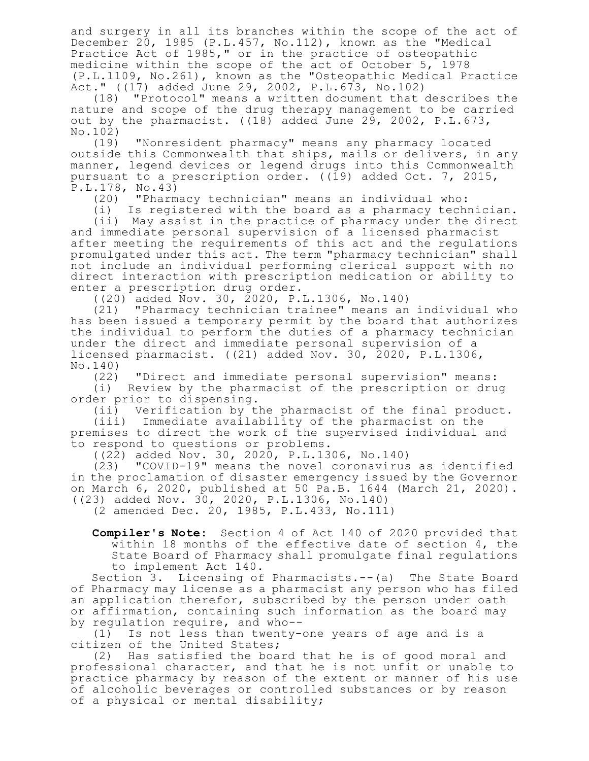and surgery in all its branches within the scope of the act of December 20, 1985 (P.L.457, No.112), known as the "Medical Practice Act of 1985," or in the practice of osteopathic medicine within the scope of the act of October 5, 1978 (P.L.1109, No.261), known as the "Osteopathic Medical Practice Act." ((17) added June 29, 2002, P.L.673, No.102)

(18) "Protocol" means a written document that describes the nature and scope of the drug therapy management to be carried out by the pharmacist. ((18) added June 29, 2002, P.L.673, No.102)

(19) "Nonresident pharmacy" means any pharmacy located outside this Commonwealth that ships, mails or delivers, in any manner, legend devices or legend drugs into this Commonwealth pursuant to a prescription order. ((19) added Oct. 7, 2015, P.L.178, No.43)

(20) "Pharmacy technician" means an individual who:

(i) Is registered with the board as a pharmacy technician.

(ii) May assist in the practice of pharmacy under the direct and immediate personal supervision of a licensed pharmacist after meeting the requirements of this act and the regulations promulgated under this act. The term "pharmacy technician" shall not include an individual performing clerical support with no direct interaction with prescription medication or ability to enter a prescription drug order.

((20) added Nov. 30, 2020, P.L.1306, No.140)

(21) "Pharmacy technician trainee" means an individual who has been issued a temporary permit by the board that authorizes the individual to perform the duties of a pharmacy technician under the direct and immediate personal supervision of a licensed pharmacist. ((21) added Nov. 30, 2020, P.L.1306, No.140)

(22) "Direct and immediate personal supervision" means:

(i) Review by the pharmacist of the prescription or drug order prior to dispensing.

(ii) Verification by the pharmacist of the final product.

(iii) Immediate availability of the pharmacist on the premises to direct the work of the supervised individual and to respond to questions or problems.

((22) added Nov. 30, 2020, P.L.1306, No.140)

(23) "COVID-19" means the novel coronavirus as identified in the proclamation of disaster emergency issued by the Governor on March 6, 2020, published at 50 Pa.B. 1644 (March 21, 2020). ((23) added Nov. 30, 2020, P.L.1306, No.140)

(2 amended Dec. 20, 1985, P.L.433, No.111)

**Compiler's Note:** Section 4 of Act 140 of 2020 provided that within 18 months of the effective date of section 4, the State Board of Pharmacy shall promulgate final regulations to implement Act 140.

Section 3. Licensing of Pharmacists.--(a) The State Board of Pharmacy may license as a pharmacist any person who has filed an application therefor, subscribed by the person under oath or affirmation, containing such information as the board may by regulation require, and who--

(1) Is not less than twenty-one years of age and is a citizen of the United States;

(2) Has satisfied the board that he is of good moral and professional character, and that he is not unfit or unable to practice pharmacy by reason of the extent or manner of his use of alcoholic beverages or controlled substances or by reason of a physical or mental disability;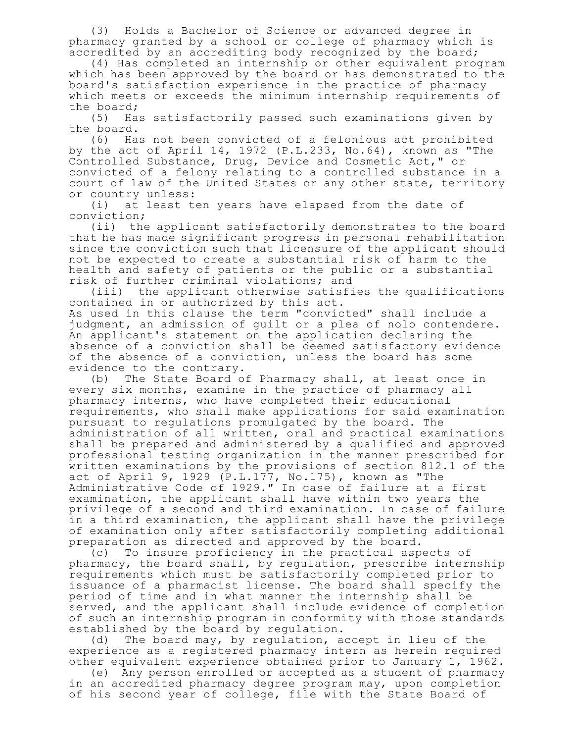(3) Holds a Bachelor of Science or advanced degree in pharmacy granted by a school or college of pharmacy which is accredited by an accrediting body recognized by the board;

(4) Has completed an internship or other equivalent program which has been approved by the board or has demonstrated to the board's satisfaction experience in the practice of pharmacy which meets or exceeds the minimum internship requirements of the board;

(5) Has satisfactorily passed such examinations given by the board.

(6) Has not been convicted of a felonious act prohibited by the act of April 14, 1972 (P.L.233, No.64), known as "The Controlled Substance, Drug, Device and Cosmetic Act," or convicted of a felony relating to a controlled substance in a court of law of the United States or any other state, territory or country unless:

(i) at least ten years have elapsed from the date of conviction;

(ii) the applicant satisfactorily demonstrates to the board that he has made significant progress in personal rehabilitation since the conviction such that licensure of the applicant should not be expected to create a substantial risk of harm to the health and safety of patients or the public or a substantial risk of further criminal violations; and

(iii) the applicant otherwise satisfies the qualifications contained in or authorized by this act.

As used in this clause the term "convicted" shall include a judgment, an admission of guilt or a plea of nolo contendere. An applicant's statement on the application declaring the absence of a conviction shall be deemed satisfactory evidence of the absence of a conviction, unless the board has some evidence to the contrary.

(b) The State Board of Pharmacy shall, at least once in every six months, examine in the practice of pharmacy all pharmacy interns, who have completed their educational requirements, who shall make applications for said examination pursuant to regulations promulgated by the board. The administration of all written, oral and practical examinations shall be prepared and administered by a qualified and approved professional testing organization in the manner prescribed for written examinations by the provisions of section 812.1 of the act of April 9, 1929 (P.L.177, No.175), known as "The Administrative Code of 1929." In case of failure at a first examination, the applicant shall have within two years the privilege of a second and third examination. In case of failure in a third examination, the applicant shall have the privilege of examination only after satisfactorily completing additional preparation as directed and approved by the board.

(c) To insure proficiency in the practical aspects of pharmacy, the board shall, by regulation, prescribe internship requirements which must be satisfactorily completed prior to issuance of a pharmacist license. The board shall specify the period of time and in what manner the internship shall be served, and the applicant shall include evidence of completion of such an internship program in conformity with those standards established by the board by regulation.

(d) The board may, by regulation, accept in lieu of the experience as a registered pharmacy intern as herein required other equivalent experience obtained prior to January 1, 1962.

(e) Any person enrolled or accepted as a student of pharmacy in an accredited pharmacy degree program may, upon completion of his second year of college, file with the State Board of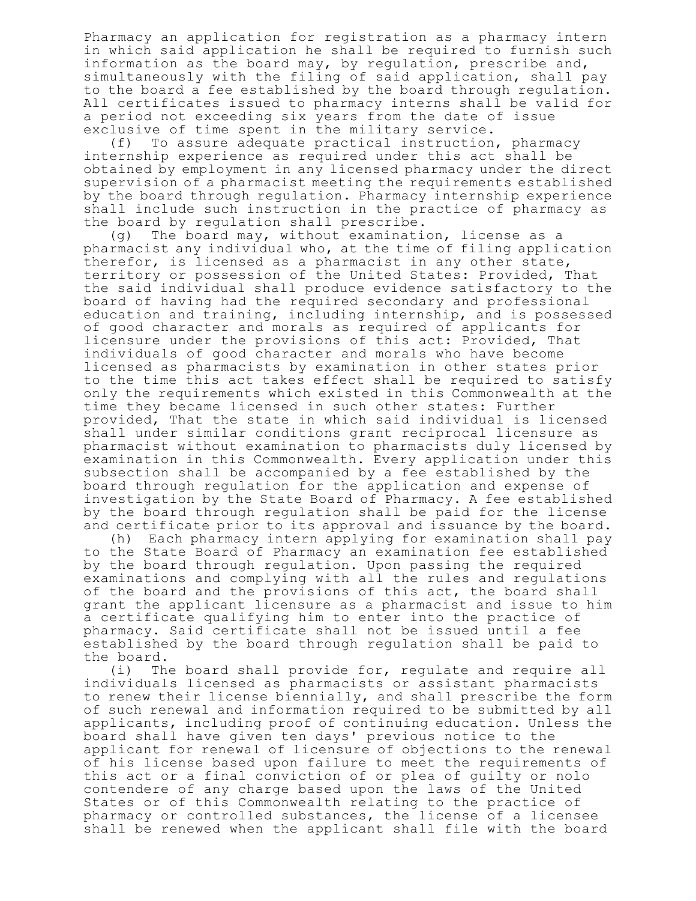Pharmacy an application for registration as a pharmacy intern in which said application he shall be required to furnish such information as the board may, by regulation, prescribe and, simultaneously with the filing of said application, shall pay to the board a fee established by the board through regulation. All certificates issued to pharmacy interns shall be valid for a period not exceeding six years from the date of issue exclusive of time spent in the military service.

(f) To assure adequate practical instruction, pharmacy internship experience as required under this act shall be obtained by employment in any licensed pharmacy under the direct supervision of a pharmacist meeting the requirements established by the board through regulation. Pharmacy internship experience shall include such instruction in the practice of pharmacy as the board by regulation shall prescribe.

(g) The board may, without examination, license as a pharmacist any individual who, at the time of filing application therefor, is licensed as a pharmacist in any other state, territory or possession of the United States: Provided, That the said individual shall produce evidence satisfactory to the board of having had the required secondary and professional education and training, including internship, and is possessed of good character and morals as required of applicants for licensure under the provisions of this act: Provided, That individuals of good character and morals who have become licensed as pharmacists by examination in other states prior to the time this act takes effect shall be required to satisfy only the requirements which existed in this Commonwealth at the time they became licensed in such other states: Further provided, That the state in which said individual is licensed shall under similar conditions grant reciprocal licensure as pharmacist without examination to pharmacists duly licensed by examination in this Commonwealth. Every application under this subsection shall be accompanied by a fee established by the board through regulation for the application and expense of investigation by the State Board of Pharmacy. A fee established by the board through regulation shall be paid for the license and certificate prior to its approval and issuance by the board.

(h) Each pharmacy intern applying for examination shall pay to the State Board of Pharmacy an examination fee established by the board through regulation. Upon passing the required examinations and complying with all the rules and regulations of the board and the provisions of this act, the board shall grant the applicant licensure as a pharmacist and issue to him a certificate qualifying him to enter into the practice of pharmacy. Said certificate shall not be issued until a fee established by the board through regulation shall be paid to the board.

(i) The board shall provide for, regulate and require all individuals licensed as pharmacists or assistant pharmacists to renew their license biennially, and shall prescribe the form of such renewal and information required to be submitted by all applicants, including proof of continuing education. Unless the board shall have given ten days' previous notice to the applicant for renewal of licensure of objections to the renewal of his license based upon failure to meet the requirements of this act or a final conviction of or plea of guilty or nolo contendere of any charge based upon the laws of the United States or of this Commonwealth relating to the practice of pharmacy or controlled substances, the license of a licensee shall be renewed when the applicant shall file with the board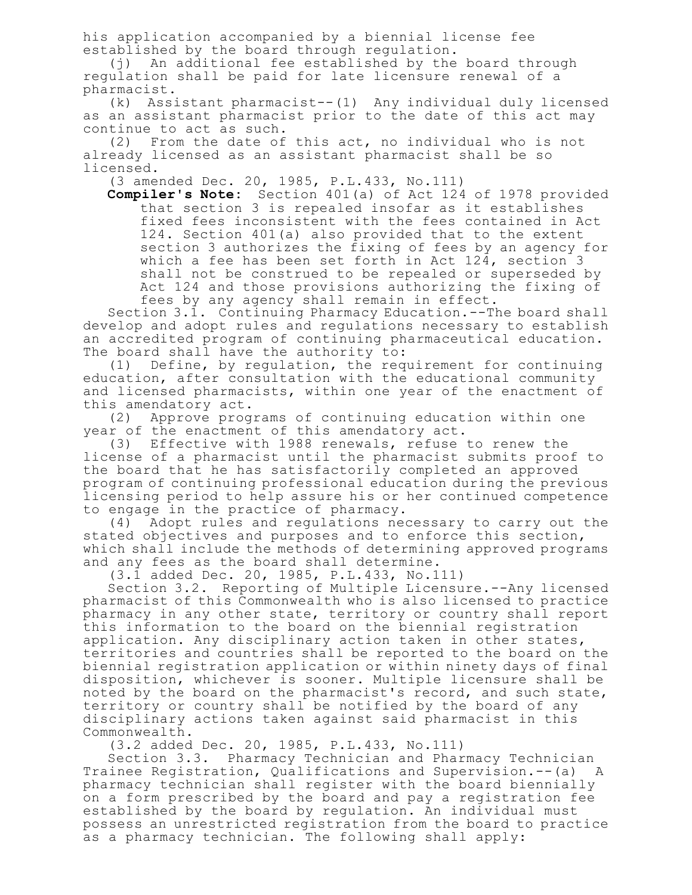his application accompanied by a biennial license fee established by the board through regulation.

(j) An additional fee established by the board through regulation shall be paid for late licensure renewal of a pharmacist.

(k) Assistant pharmacist--(1) Any individual duly licensed as an assistant pharmacist prior to the date of this act may continue to act as such.

(2) From the date of this act, no individual who is not already licensed as an assistant pharmacist shall be so licensed.

(3 amended Dec. 20, 1985, P.L.433, No.111)

**Compiler's Note**: Section 401(a) of Act 124 of 1978 provided that section 3 is repealed insofar as it establishes fixed fees inconsistent with the fees contained in Act 124. Section 401(a) also provided that to the extent section 3 authorizes the fixing of fees by an agency for which a fee has been set forth in Act 124, section 3 shall not be construed to be repealed or superseded by Act 124 and those provisions authorizing the fixing of fees by any agency shall remain in effect.

Section 3.1. Continuing Pharmacy Education.--The board shall develop and adopt rules and regulations necessary to establish an accredited program of continuing pharmaceutical education. The board shall have the authority to:

(1) Define, by regulation, the requirement for continuing education, after consultation with the educational community and licensed pharmacists, within one year of the enactment of this amendatory act.

(2) Approve programs of continuing education within one year of the enactment of this amendatory act.

(3) Effective with 1988 renewals, refuse to renew the license of a pharmacist until the pharmacist submits proof to the board that he has satisfactorily completed an approved program of continuing professional education during the previous licensing period to help assure his or her continued competence to engage in the practice of pharmacy.

(4) Adopt rules and regulations necessary to carry out the stated objectives and purposes and to enforce this section, which shall include the methods of determining approved programs and any fees as the board shall determine.

(3.1 added Dec. 20, 1985, P.L.433, No.111)

Section 3.2. Reporting of Multiple Licensure.--Any licensed pharmacist of this Commonwealth who is also licensed to practice pharmacy in any other state, territory or country shall report this information to the board on the biennial registration application. Any disciplinary action taken in other states, territories and countries shall be reported to the board on the biennial registration application or within ninety days of final disposition, whichever is sooner. Multiple licensure shall be noted by the board on the pharmacist's record, and such state, territory or country shall be notified by the board of any disciplinary actions taken against said pharmacist in this Commonwealth.

(3.2 added Dec. 20, 1985, P.L.433, No.111)

Section 3.3. Pharmacy Technician and Pharmacy Technician Trainee Registration, Qualifications and Supervision.--(a) A pharmacy technician shall register with the board biennially on a form prescribed by the board and pay a registration fee established by the board by regulation. An individual must possess an unrestricted registration from the board to practice as a pharmacy technician. The following shall apply: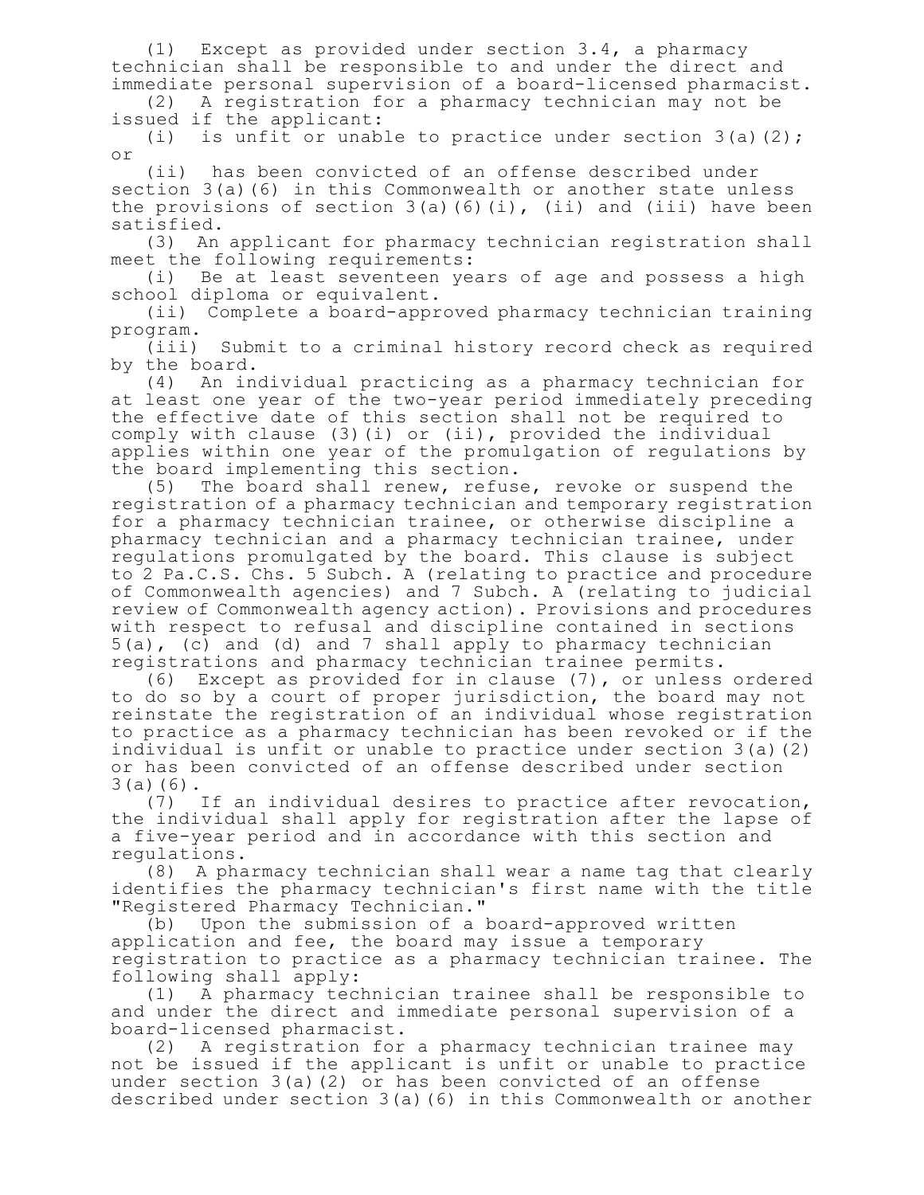(1) Except as provided under section 3.4, a pharmacy technician shall be responsible to and under the direct and immediate personal supervision of a board-licensed pharmacist.

(2) A registration for a pharmacy technician may not be issued if the applicant:

(i) is unfit or unable to practice under section 3(a)(2); or

(ii) has been convicted of an offense described under section 3(a)(6) in this Commonwealth or another state unless the provisions of section 3(a)(6)(i), (ii) and (iii) have been satisfied.

(3) An applicant for pharmacy technician registration shall meet the following requirements:

(i) Be at least seventeen years of age and possess a high school diploma or equivalent.

(ii) Complete a board-approved pharmacy technician training program.

(iii) Submit to a criminal history record check as required by the board.

(4) An individual practicing as a pharmacy technician for at least one year of the two-year period immediately preceding the effective date of this section shall not be required to comply with clause (3)(i) or (ii), provided the individual applies within one year of the promulgation of regulations by the board implementing this section.

(5) The board shall renew, refuse, revoke or suspend the registration of a pharmacy technician and temporary registration for a pharmacy technician trainee, or otherwise discipline a pharmacy technician and a pharmacy technician trainee, under regulations promulgated by the board. This clause is subject to 2 Pa.C.S. Chs. 5 Subch. A (relating to practice and procedure of Commonwealth agencies) and 7 Subch. A (relating to judicial review of Commonwealth agency action). Provisions and procedures with respect to refusal and discipline contained in sections 5(a), (c) and (d) and 7 shall apply to pharmacy technician registrations and pharmacy technician trainee permits.

(6) Except as provided for in clause (7), or unless ordered to do so by a court of proper jurisdiction, the board may not reinstate the registration of an individual whose registration to practice as a pharmacy technician has been revoked or if the individual is unfit or unable to practice under section 3(a)(2) or has been convicted of an offense described under section 3(a)(6).

(7) If an individual desires to practice after revocation, the individual shall apply for registration after the lapse of a five-year period and in accordance with this section and regulations.

(8) A pharmacy technician shall wear a name tag that clearly identifies the pharmacy technician's first name with the title "Registered Pharmacy Technician."

(b) Upon the submission of a board-approved written application and fee, the board may issue a temporary registration to practice as a pharmacy technician trainee. The following shall apply:

(1) A pharmacy technician trainee shall be responsible to and under the direct and immediate personal supervision of a board-licensed pharmacist.

(2) A registration for a pharmacy technician trainee may not be issued if the applicant is unfit or unable to practice under section 3(a)(2) or has been convicted of an offense described under section 3(a)(6) in this Commonwealth or another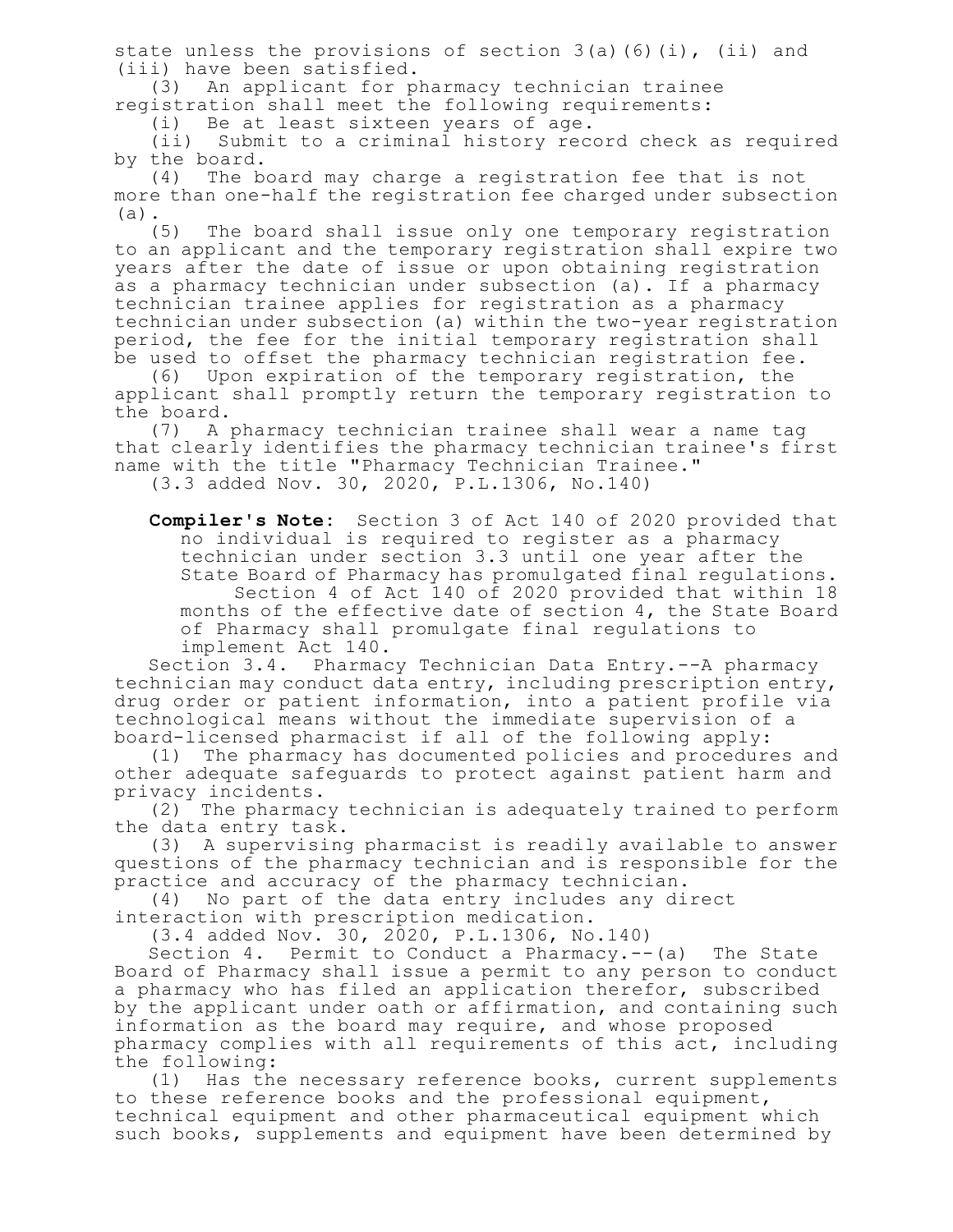state unless the provisions of section 3(a)(6)(i), (ii) and (iii) have been satisfied.

(3) An applicant for pharmacy technician trainee registration shall meet the following requirements:

(i) Be at least sixteen years of age.

(ii) Submit to a criminal history record check as required by the board.

(4) The board may charge a registration fee that is not more than one-half the registration fee charged under subsection (a).

(5) The board shall issue only one temporary registration to an applicant and the temporary registration shall expire two years after the date of issue or upon obtaining registration as a pharmacy technician under subsection (a). If a pharmacy technician trainee applies for registration as a pharmacy technician under subsection (a) within the two-year registration period, the fee for the initial temporary registration shall be used to offset the pharmacy technician registration fee.

(6) Upon expiration of the temporary registration, the applicant shall promptly return the temporary registration to the board.

(7) A pharmacy technician trainee shall wear a name tag that clearly identifies the pharmacy technician trainee's first name with the title "Pharmacy Technician Trainee."

(3.3 added Nov. 30, 2020, P.L.1306, No.140)

**Compiler's Note**: Section 3 of Act 140 of 2020 provided that no individual is required to register as a pharmacy technician under section 3.3 until one year after the State Board of Pharmacy has promulgated final regulations.

Section 4 of Act 140 of 2020 provided that within 18 months of the effective date of section 4, the State Board of Pharmacy shall promulgate final regulations to implement Act 140.

Section 3.4. Pharmacy Technician Data Entry.--A pharmacy technician may conduct data entry, including prescription entry, drug order or patient information, into a patient profile via technological means without the immediate supervision of a board-licensed pharmacist if all of the following apply:

(1) The pharmacy has documented policies and procedures and other adequate safeguards to protect against patient harm and privacy incidents.

(2) The pharmacy technician is adequately trained to perform the data entry task.

(3) A supervising pharmacist is readily available to answer questions of the pharmacy technician and is responsible for the practice and accuracy of the pharmacy technician.

(4) No part of the data entry includes any direct interaction with prescription medication.

(3.4 added Nov. 30, 2020, P.L.1306, No.140)

Section 4. Permit to Conduct a Pharmacy.--(a) The State Board of Pharmacy shall issue a permit to any person to conduct a pharmacy who has filed an application therefor, subscribed by the applicant under oath or affirmation, and containing such information as the board may require, and whose proposed pharmacy complies with all requirements of this act, including the following:

(1) Has the necessary reference books, current supplements to these reference books and the professional equipment, technical equipment and other pharmaceutical equipment which such books, supplements and equipment have been determined by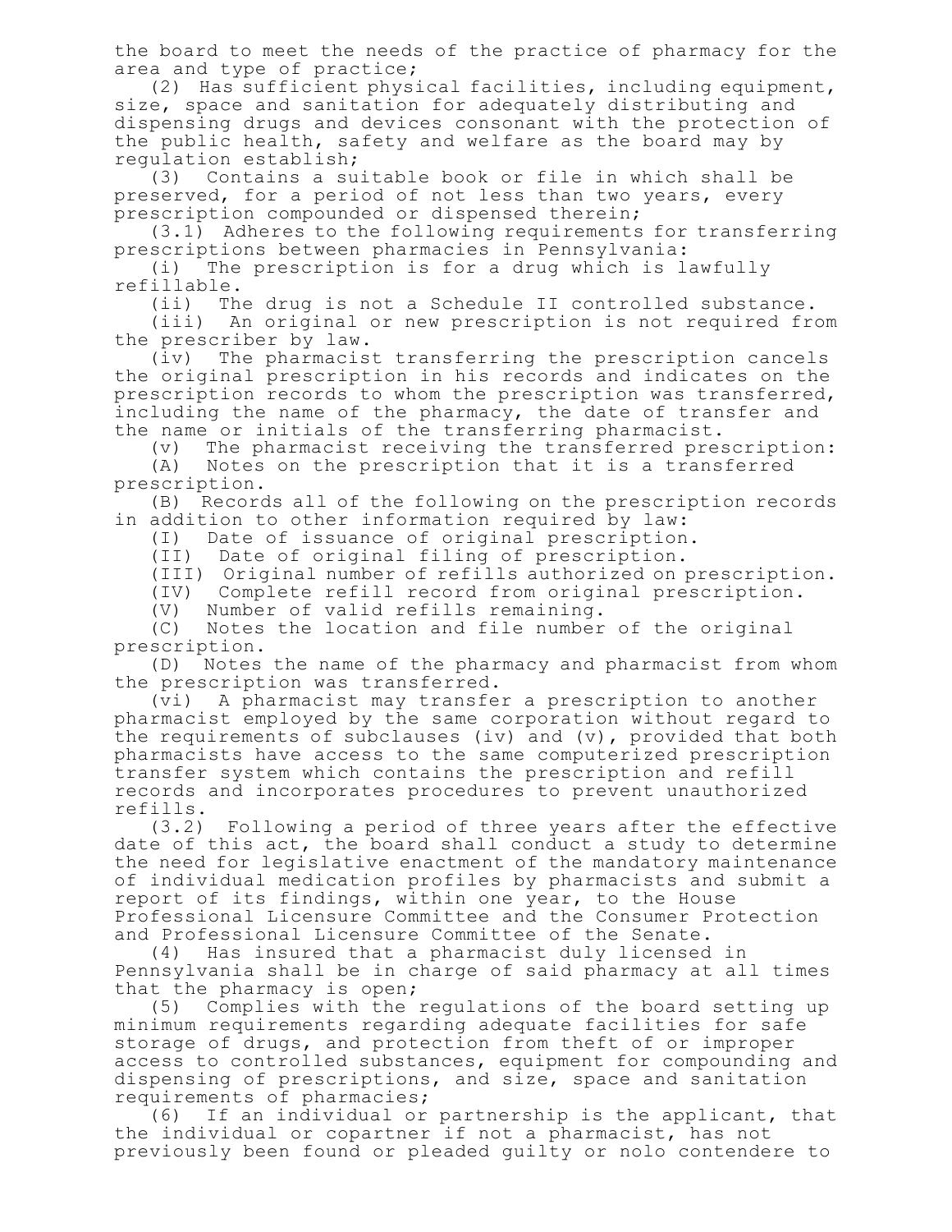the board to meet the needs of the practice of pharmacy for the area and type of practice;

(2) Has sufficient physical facilities, including equipment, size, space and sanitation for adequately distributing and dispensing drugs and devices consonant with the protection of the public health, safety and welfare as the board may by regulation establish;

(3) Contains a suitable book or file in which shall be preserved, for a period of not less than two years, every prescription compounded or dispensed therein;

(3.1) Adheres to the following requirements for transferring prescriptions between pharmacies in Pennsylvania:

(i) The prescription is for a drug which is lawfully refillable.

(ii) The drug is not a Schedule II controlled substance.

(iii) An original or new prescription is not required from the prescriber by law.

(iv) The pharmacist transferring the prescription cancels the original prescription in his records and indicates on the prescription records to whom the prescription was transferred, including the name of the pharmacy, the date of transfer and the name or initials of the transferring pharmacist.

(v) The pharmacist receiving the transferred prescription:

(A) Notes on the prescription that it is a transferred prescription.

(B) Records all of the following on the prescription records in addition to other information required by law:

(I) Date of issuance of original prescription.

(II) Date of original filing of prescription.

(III) Original number of refills authorized on prescription.

(IV) Complete refill record from original prescription.

(V) Number of valid refills remaining.

(C) Notes the location and file number of the original prescription.

(D) Notes the name of the pharmacy and pharmacist from whom the prescription was transferred.

(vi) A pharmacist may transfer a prescription to another pharmacist employed by the same corporation without regard to the requirements of subclauses (iv) and (v), provided that both pharmacists have access to the same computerized prescription transfer system which contains the prescription and refill records and incorporates procedures to prevent unauthorized refills.

(3.2) Following a period of three years after the effective date of this act, the board shall conduct a study to determine the need for legislative enactment of the mandatory maintenance of individual medication profiles by pharmacists and submit a report of its findings, within one year, to the House Professional Licensure Committee and the Consumer Protection and Professional Licensure Committee of the Senate.

(4) Has insured that a pharmacist duly licensed in Pennsylvania shall be in charge of said pharmacy at all times that the pharmacy is open;

(5) Complies with the regulations of the board setting up minimum requirements regarding adequate facilities for safe storage of drugs, and protection from theft of or improper access to controlled substances, equipment for compounding and dispensing of prescriptions, and size, space and sanitation requirements of pharmacies;

(6) If an individual or partnership is the applicant, that the individual or copartner if not a pharmacist, has not previously been found or pleaded guilty or nolo contendere to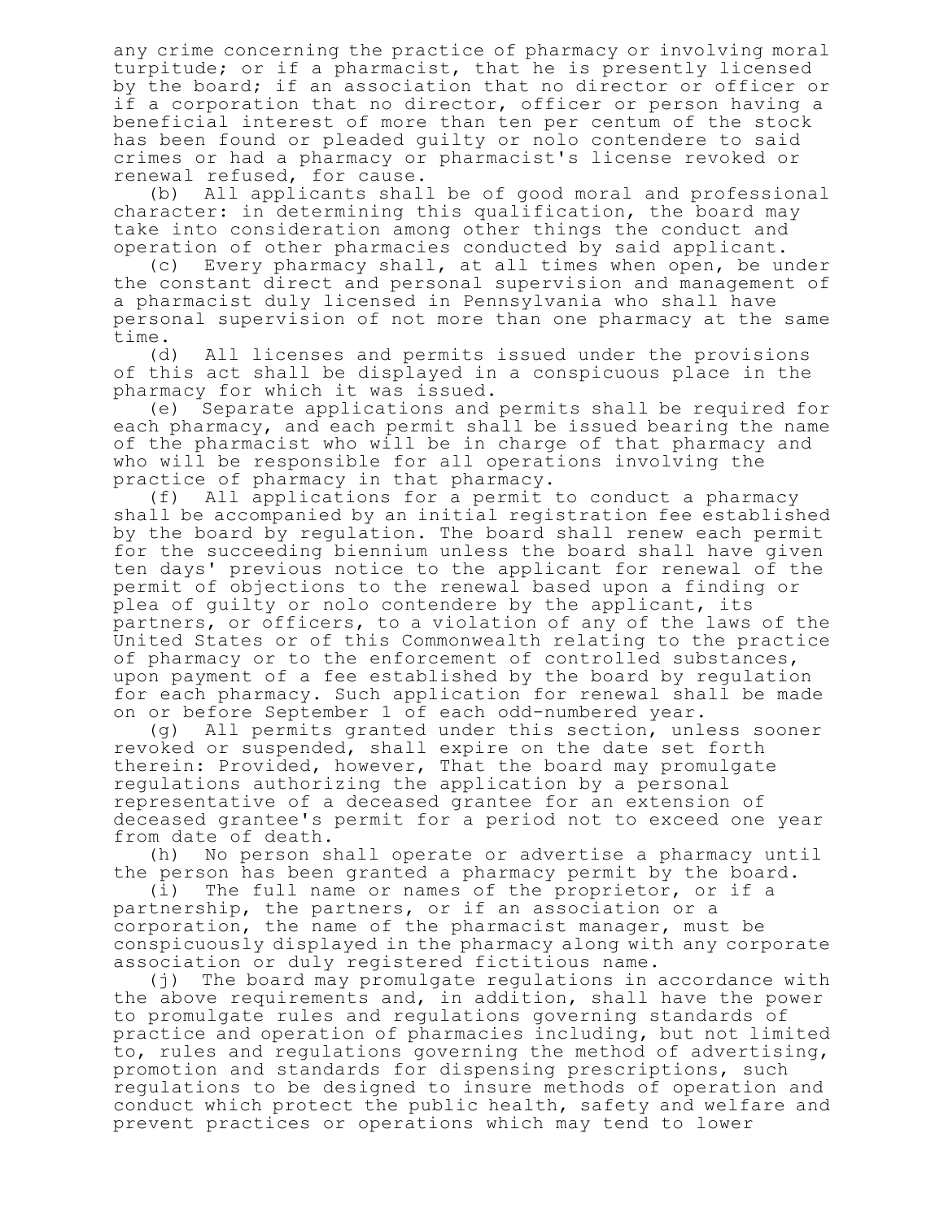any crime concerning the practice of pharmacy or involving moral turpitude; or if a pharmacist, that he is presently licensed by the board; if an association that no director or officer or if a corporation that no director, officer or person having a beneficial interest of more than ten per centum of the stock has been found or pleaded guilty or nolo contendere to said crimes or had a pharmacy or pharmacist's license revoked or renewal refused, for cause.

(b) All applicants shall be of good moral and professional character: in determining this qualification, the board may take into consideration among other things the conduct and operation of other pharmacies conducted by said applicant.

(c) Every pharmacy shall, at all times when open, be under the constant direct and personal supervision and management of a pharmacist duly licensed in Pennsylvania who shall have personal supervision of not more than one pharmacy at the same time.

(d) All licenses and permits issued under the provisions of this act shall be displayed in a conspicuous place in the pharmacy for which it was issued.

(e) Separate applications and permits shall be required for each pharmacy, and each permit shall be issued bearing the name of the pharmacist who will be in charge of that pharmacy and who will be responsible for all operations involving the practice of pharmacy in that pharmacy.

(f) All applications for a permit to conduct a pharmacy shall be accompanied by an initial registration fee established by the board by regulation. The board shall renew each permit for the succeeding biennium unless the board shall have given ten days' previous notice to the applicant for renewal of the permit of objections to the renewal based upon a finding or plea of guilty or nolo contendere by the applicant, its partners, or officers, to a violation of any of the laws of the United States or of this Commonwealth relating to the practice of pharmacy or to the enforcement of controlled substances, upon payment of a fee established by the board by regulation for each pharmacy. Such application for renewal shall be made on or before September 1 of each odd-numbered year.

(g) All permits granted under this section, unless sooner revoked or suspended, shall expire on the date set forth therein: Provided, however, That the board may promulgate regulations authorizing the application by a personal representative of a deceased grantee for an extension of deceased grantee's permit for a period not to exceed one year from date of death.

(h) No person shall operate or advertise a pharmacy until the person has been granted a pharmacy permit by the board.

(i) The full name or names of the proprietor, or if a partnership, the partners, or if an association or a corporation, the name of the pharmacist manager, must be conspicuously displayed in the pharmacy along with any corporate association or duly registered fictitious name.

(j) The board may promulgate regulations in accordance with the above requirements and, in addition, shall have the power to promulgate rules and regulations governing standards of practice and operation of pharmacies including, but not limited to, rules and regulations governing the method of advertising, promotion and standards for dispensing prescriptions, such regulations to be designed to insure methods of operation and conduct which protect the public health, safety and welfare and prevent practices or operations which may tend to lower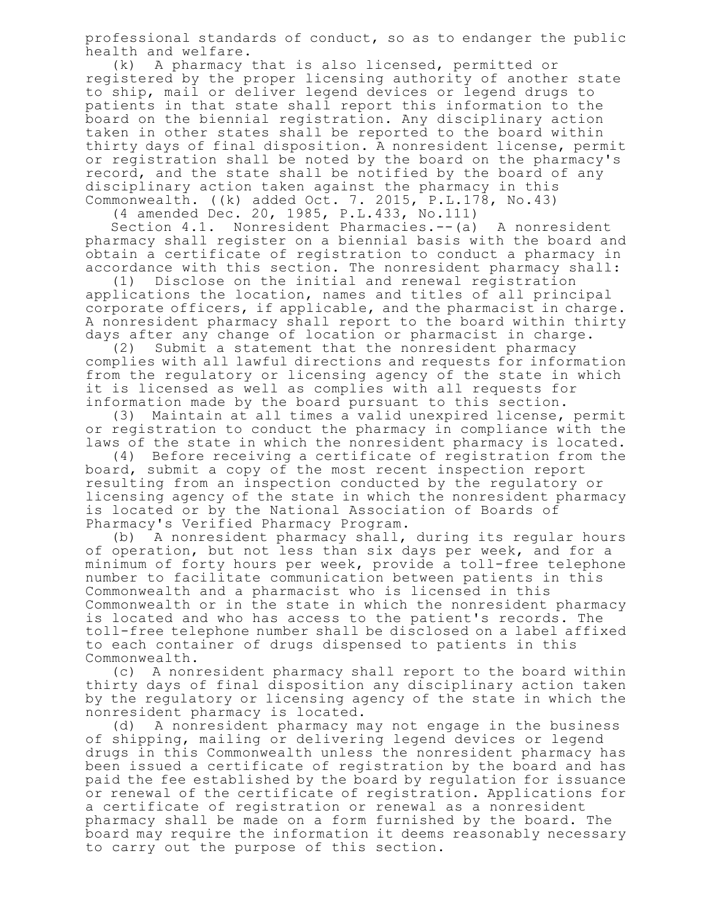professional standards of conduct, so as to endanger the public health and welfare.

(k) A pharmacy that is also licensed, permitted or registered by the proper licensing authority of another state to ship, mail or deliver legend devices or legend drugs to patients in that state shall report this information to the board on the biennial registration. Any disciplinary action taken in other states shall be reported to the board within thirty days of final disposition. A nonresident license, permit or registration shall be noted by the board on the pharmacy's record, and the state shall be notified by the board of any disciplinary action taken against the pharmacy in this Commonwealth. ((k) added Oct. 7. 2015, P.L.178, No.43)

(4 amended Dec. 20, 1985, P.L.433, No.111)

Section 4.1. Nonresident Pharmacies.--(a) A nonresident pharmacy shall register on a biennial basis with the board and obtain a certificate of registration to conduct a pharmacy in accordance with this section. The nonresident pharmacy shall:

(1) Disclose on the initial and renewal registration applications the location, names and titles of all principal corporate officers, if applicable, and the pharmacist in charge. A nonresident pharmacy shall report to the board within thirty days after any change of location or pharmacist in charge.

(2) Submit a statement that the nonresident pharmacy complies with all lawful directions and requests for information from the regulatory or licensing agency of the state in which it is licensed as well as complies with all requests for information made by the board pursuant to this section.

(3) Maintain at all times a valid unexpired license, permit or registration to conduct the pharmacy in compliance with the laws of the state in which the nonresident pharmacy is located.

(4) Before receiving a certificate of registration from the board, submit a copy of the most recent inspection report resulting from an inspection conducted by the regulatory or licensing agency of the state in which the nonresident pharmacy is located or by the National Association of Boards of Pharmacy's Verified Pharmacy Program.

(b) A nonresident pharmacy shall, during its regular hours of operation, but not less than six days per week, and for a minimum of forty hours per week, provide a toll-free telephone number to facilitate communication between patients in this Commonwealth and a pharmacist who is licensed in this Commonwealth or in the state in which the nonresident pharmacy is located and who has access to the patient's records. The toll-free telephone number shall be disclosed on a label affixed to each container of drugs dispensed to patients in this Commonwealth.

(c) A nonresident pharmacy shall report to the board within thirty days of final disposition any disciplinary action taken by the regulatory or licensing agency of the state in which the nonresident pharmacy is located.

(d) A nonresident pharmacy may not engage in the business of shipping, mailing or delivering legend devices or legend drugs in this Commonwealth unless the nonresident pharmacy has been issued a certificate of registration by the board and has paid the fee established by the board by regulation for issuance or renewal of the certificate of registration. Applications for a certificate of registration or renewal as a nonresident pharmacy shall be made on a form furnished by the board. The board may require the information it deems reasonably necessary to carry out the purpose of this section.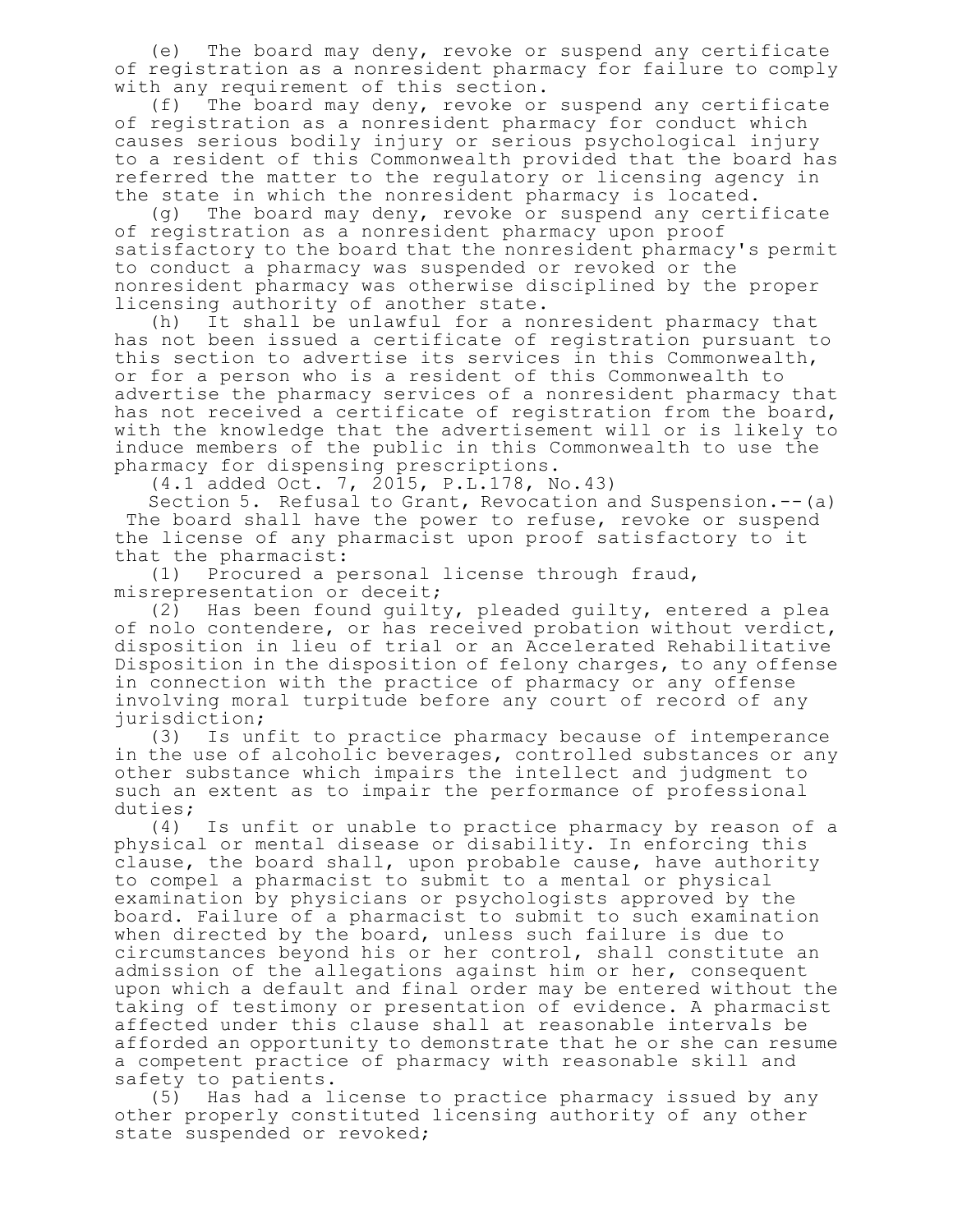(e) The board may deny, revoke or suspend any certificate of registration as a nonresident pharmacy for failure to comply with any requirement of this section.

(f) The board may deny, revoke or suspend any certificate of registration as a nonresident pharmacy for conduct which causes serious bodily injury or serious psychological injury to a resident of this Commonwealth provided that the board has referred the matter to the regulatory or licensing agency in the state in which the nonresident pharmacy is located.

(g) The board may deny, revoke or suspend any certificate of registration as a nonresident pharmacy upon proof satisfactory to the board that the nonresident pharmacy's permit to conduct a pharmacy was suspended or revoked or the nonresident pharmacy was otherwise disciplined by the proper licensing authority of another state.

(h) It shall be unlawful for a nonresident pharmacy that has not been issued a certificate of registration pursuant to this section to advertise its services in this Commonwealth, or for a person who is a resident of this Commonwealth to advertise the pharmacy services of a nonresident pharmacy that has not received a certificate of registration from the board, with the knowledge that the advertisement will or is likely to induce members of the public in this Commonwealth to use the pharmacy for dispensing prescriptions.

(4.1 added Oct. 7, 2015, P.L.178, No.43)

Section 5. Refusal to Grant, Revocation and Suspension.--(a) The board shall have the power to refuse, revoke or suspend the license of any pharmacist upon proof satisfactory to it that the pharmacist:

(1) Procured a personal license through fraud, misrepresentation or deceit;

(2) Has been found guilty, pleaded guilty, entered a plea of nolo contendere, or has received probation without verdict, disposition in lieu of trial or an Accelerated Rehabilitative Disposition in the disposition of felony charges, to any offense in connection with the practice of pharmacy or any offense involving moral turpitude before any court of record of any jurisdiction;

(3) Is unfit to practice pharmacy because of intemperance in the use of alcoholic beverages, controlled substances or any other substance which impairs the intellect and judgment to such an extent as to impair the performance of professional duties;

(4) Is unfit or unable to practice pharmacy by reason of a physical or mental disease or disability. In enforcing this clause, the board shall, upon probable cause, have authority to compel a pharmacist to submit to a mental or physical examination by physicians or psychologists approved by the board. Failure of a pharmacist to submit to such examination when directed by the board, unless such failure is due to circumstances beyond his or her control, shall constitute an admission of the allegations against him or her, consequent upon which a default and final order may be entered without the taking of testimony or presentation of evidence. A pharmacist affected under this clause shall at reasonable intervals be afforded an opportunity to demonstrate that he or she can resume a competent practice of pharmacy with reasonable skill and safety to patients.

(5) Has had a license to practice pharmacy issued by any other properly constituted licensing authority of any other state suspended or revoked;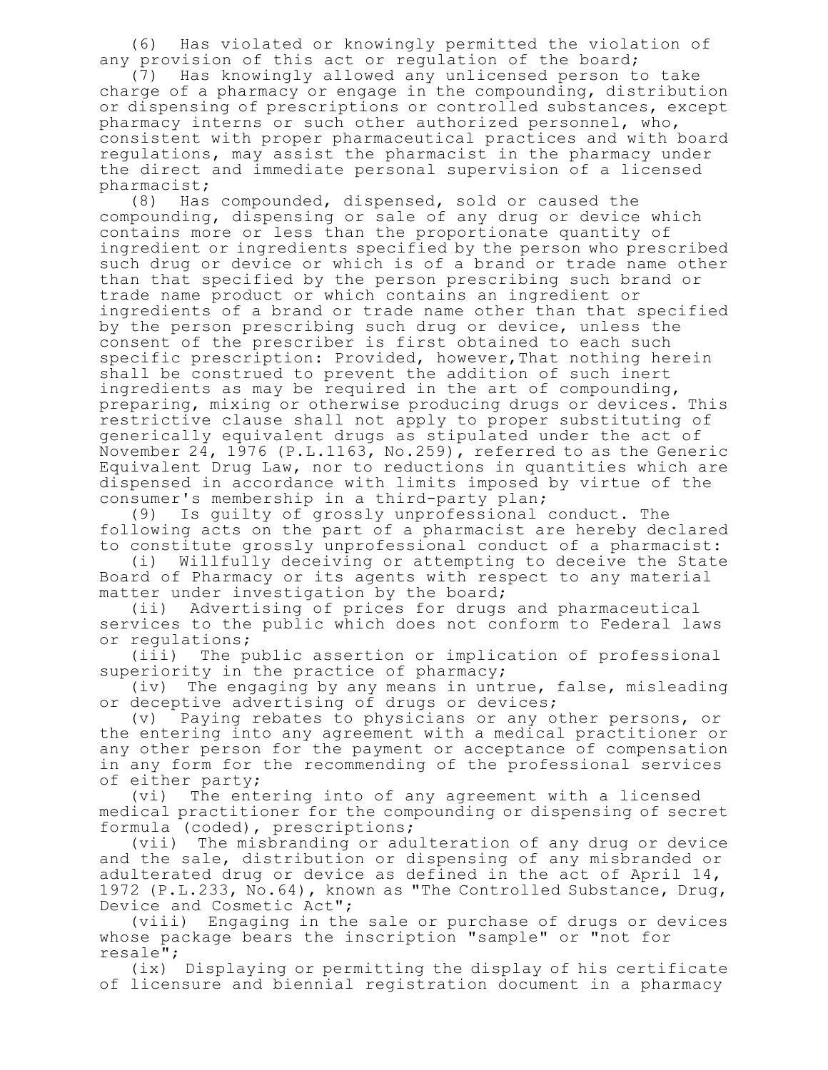(6) Has violated or knowingly permitted the violation of any provision of this act or regulation of the board;

(7) Has knowingly allowed any unlicensed person to take charge of a pharmacy or engage in the compounding, distribution or dispensing of prescriptions or controlled substances, except pharmacy interns or such other authorized personnel, who, consistent with proper pharmaceutical practices and with board regulations, may assist the pharmacist in the pharmacy under the direct and immediate personal supervision of a licensed pharmacist;

(8) Has compounded, dispensed, sold or caused the compounding, dispensing or sale of any drug or device which contains more or less than the proportionate quantity of ingredient or ingredients specified by the person who prescribed such drug or device or which is of a brand or trade name other than that specified by the person prescribing such brand or trade name product or which contains an ingredient or ingredients of a brand or trade name other than that specified by the person prescribing such drug or device, unless the consent of the prescriber is first obtained to each such specific prescription: Provided, however,That nothing herein shall be construed to prevent the addition of such inert ingredients as may be required in the art of compounding, preparing, mixing or otherwise producing drugs or devices. This restrictive clause shall not apply to proper substituting of generically equivalent drugs as stipulated under the act of November 24, 1976 (P.L.1163, No.259), referred to as the Generic Equivalent Drug Law, nor to reductions in quantities which are dispensed in accordance with limits imposed by virtue of the consumer's membership in a third-party plan;

(9) Is guilty of grossly unprofessional conduct. The following acts on the part of a pharmacist are hereby declared to constitute grossly unprofessional conduct of a pharmacist:

(i) Willfully deceiving or attempting to deceive the State Board of Pharmacy or its agents with respect to any material matter under investigation by the board;

(ii) Advertising of prices for drugs and pharmaceutical services to the public which does not conform to Federal laws or regulations;

(iii) The public assertion or implication of professional superiority in the practice of pharmacy;

(iv) The engaging by any means in untrue, false, misleading or deceptive advertising of drugs or devices;

(v) Paying rebates to physicians or any other persons, or the entering into any agreement with a medical practitioner or any other person for the payment or acceptance of compensation in any form for the recommending of the professional services of either party;

(vi) The entering into of any agreement with a licensed medical practitioner for the compounding or dispensing of secret formula (coded), prescriptions;

(vii) The misbranding or adulteration of any drug or device and the sale, distribution or dispensing of any misbranded or adulterated drug or device as defined in the act of April 14, 1972 (P.L.233, No.64), known as "The Controlled Substance, Drug, Device and Cosmetic Act";

(viii) Engaging in the sale or purchase of drugs or devices whose package bears the inscription "sample" or "not for resale";

(ix) Displaying or permitting the display of his certificate of licensure and biennial registration document in a pharmacy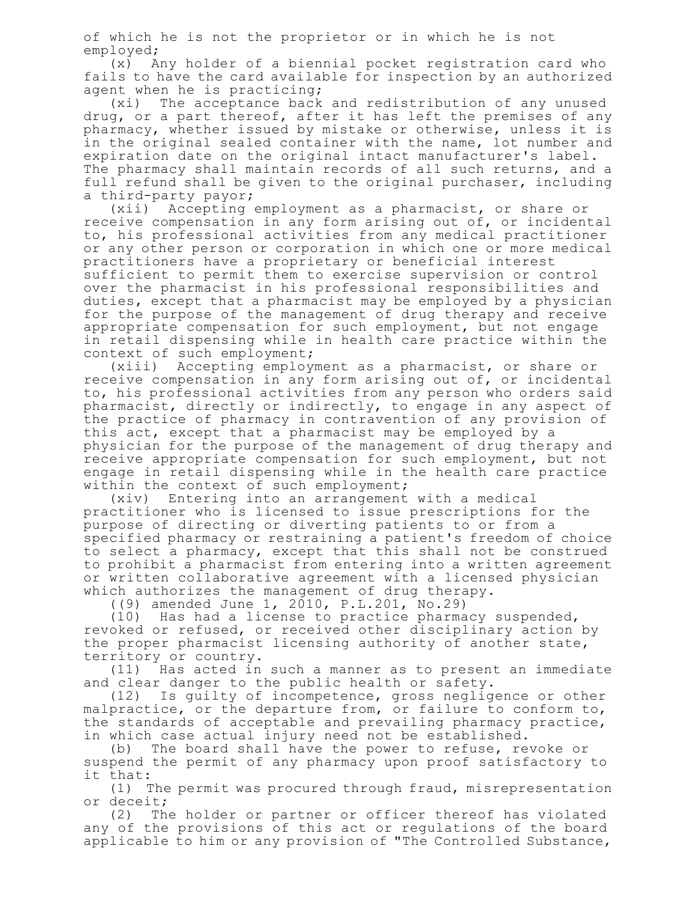of which he is not the proprietor or in which he is not employed;

(x) Any holder of a biennial pocket registration card who fails to have the card available for inspection by an authorized agent when he is practicing;

(xi) The acceptance back and redistribution of any unused drug, or a part thereof, after it has left the premises of any pharmacy, whether issued by mistake or otherwise, unless it is in the original sealed container with the name, lot number and expiration date on the original intact manufacturer's label. The pharmacy shall maintain records of all such returns, and a full refund shall be given to the original purchaser, including a third-party payor;

(xii) Accepting employment as a pharmacist, or share or receive compensation in any form arising out of, or incidental to, his professional activities from any medical practitioner or any other person or corporation in which one or more medical practitioners have a proprietary or beneficial interest sufficient to permit them to exercise supervision or control over the pharmacist in his professional responsibilities and duties, except that a pharmacist may be employed by a physician for the purpose of the management of drug therapy and receive appropriate compensation for such employment, but not engage in retail dispensing while in health care practice within the context of such employment;

(xiii) Accepting employment as a pharmacist, or share or receive compensation in any form arising out of, or incidental to, his professional activities from any person who orders said pharmacist, directly or indirectly, to engage in any aspect of the practice of pharmacy in contravention of any provision of this act, except that a pharmacist may be employed by a physician for the purpose of the management of drug therapy and receive appropriate compensation for such employment, but not engage in retail dispensing while in the health care practice within the context of such employment;

(xiv) Entering into an arrangement with a medical practitioner who is licensed to issue prescriptions for the purpose of directing or diverting patients to or from a specified pharmacy or restraining a patient's freedom of choice to select a pharmacy, except that this shall not be construed to prohibit a pharmacist from entering into a written agreement or written collaborative agreement with a licensed physician which authorizes the management of drug therapy.

((9) amended June 1, 2010, P.L.201, No.29)

(10) Has had a license to practice pharmacy suspended, revoked or refused, or received other disciplinary action by the proper pharmacist licensing authority of another state, territory or country.

(11) Has acted in such a manner as to present an immediate and clear danger to the public health or safety.

(12) Is guilty of incompetence, gross negligence or other malpractice, or the departure from, or failure to conform to, the standards of acceptable and prevailing pharmacy practice, in which case actual injury need not be established.

(b) The board shall have the power to refuse, revoke or suspend the permit of any pharmacy upon proof satisfactory to it that:

(1) The permit was procured through fraud, misrepresentation or deceit;

(2) The holder or partner or officer thereof has violated any of the provisions of this act or regulations of the board applicable to him or any provision of "The Controlled Substance,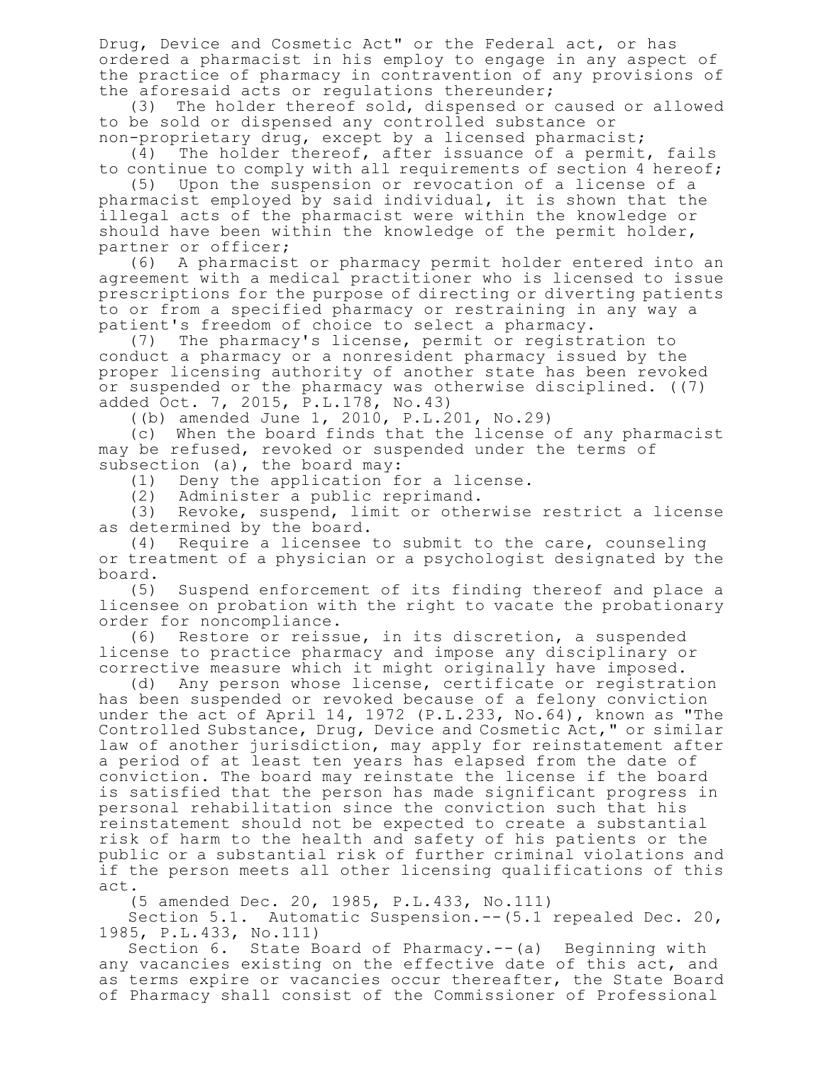Drug, Device and Cosmetic Act" or the Federal act, or has ordered a pharmacist in his employ to engage in any aspect of the practice of pharmacy in contravention of any provisions of the aforesaid acts or regulations thereunder;

(3) The holder thereof sold, dispensed or caused or allowed to be sold or dispensed any controlled substance or non-proprietary drug, except by a licensed pharmacist;

(4) The holder thereof, after issuance of a permit, fails to continue to comply with all requirements of section 4 hereof;

(5) Upon the suspension or revocation of a license of a pharmacist employed by said individual, it is shown that the illegal acts of the pharmacist were within the knowledge or should have been within the knowledge of the permit holder, partner or officer;

(6) A pharmacist or pharmacy permit holder entered into an agreement with a medical practitioner who is licensed to issue prescriptions for the purpose of directing or diverting patients to or from a specified pharmacy or restraining in any way a patient's freedom of choice to select a pharmacy.

(7) The pharmacy's license, permit or registration to conduct a pharmacy or a nonresident pharmacy issued by the proper licensing authority of another state has been revoked or suspended or the pharmacy was otherwise disciplined. ((7) added Oct. 7, 2015, P.L.178, No.43)

((b) amended June 1, 2010, P.L.201, No.29)

(c) When the board finds that the license of any pharmacist may be refused, revoked or suspended under the terms of subsection (a), the board may:

(1) Deny the application for a license.

(2) Administer a public reprimand.

(3) Revoke, suspend, limit or otherwise restrict a license as determined by the board.

(4) Require a licensee to submit to the care, counseling or treatment of a physician or a psychologist designated by the board.

(5) Suspend enforcement of its finding thereof and place a licensee on probation with the right to vacate the probationary order for noncompliance.

(6) Restore or reissue, in its discretion, a suspended license to practice pharmacy and impose any disciplinary or corrective measure which it might originally have imposed.

(d) Any person whose license, certificate or registration has been suspended or revoked because of a felony conviction under the act of April 14, 1972 (P.L.233, No.64), known as "The Controlled Substance, Drug, Device and Cosmetic Act," or similar law of another jurisdiction, may apply for reinstatement after a period of at least ten years has elapsed from the date of conviction. The board may reinstate the license if the board is satisfied that the person has made significant progress in personal rehabilitation since the conviction such that his reinstatement should not be expected to create a substantial risk of harm to the health and safety of his patients or the public or a substantial risk of further criminal violations and if the person meets all other licensing qualifications of this act.

(5 amended Dec. 20, 1985, P.L.433, No.111)

Section 5.1. Automatic Suspension.--(5.1 repealed Dec. 20, 1985, P.L.433, No.111)

Section 6. State Board of Pharmacy.--(a) Beginning with any vacancies existing on the effective date of this act, and as terms expire or vacancies occur thereafter, the State Board of Pharmacy shall consist of the Commissioner of Professional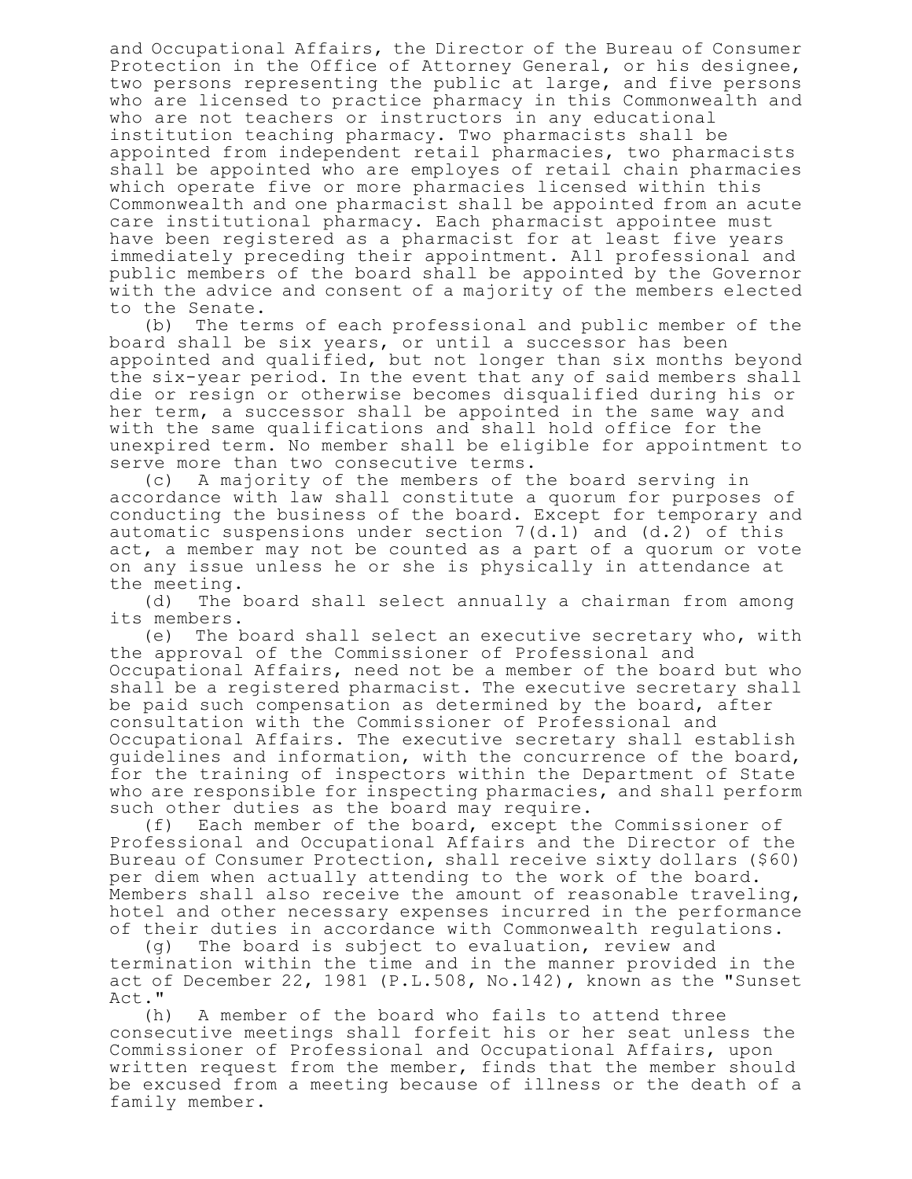and Occupational Affairs, the Director of the Bureau of Consumer Protection in the Office of Attorney General, or his designee, two persons representing the public at large, and five persons who are licensed to practice pharmacy in this Commonwealth and who are not teachers or instructors in any educational institution teaching pharmacy. Two pharmacists shall be appointed from independent retail pharmacies, two pharmacists shall be appointed who are employes of retail chain pharmacies which operate five or more pharmacies licensed within this Commonwealth and one pharmacist shall be appointed from an acute care institutional pharmacy. Each pharmacist appointee must have been registered as a pharmacist for at least five years immediately preceding their appointment. All professional and public members of the board shall be appointed by the Governor with the advice and consent of a majority of the members elected to the Senate.

(b) The terms of each professional and public member of the board shall be six years, or until a successor has been appointed and qualified, but not longer than six months beyond the six-year period. In the event that any of said members shall die or resign or otherwise becomes disqualified during his or her term, a successor shall be appointed in the same way and with the same qualifications and shall hold office for the unexpired term. No member shall be eligible for appointment to serve more than two consecutive terms.

(c) A majority of the members of the board serving in accordance with law shall constitute a quorum for purposes of conducting the business of the board. Except for temporary and automatic suspensions under section 7(d.1) and (d.2) of this act, a member may not be counted as a part of a quorum or vote on any issue unless he or she is physically in attendance at the meeting.

(d) The board shall select annually a chairman from among its members.

(e) The board shall select an executive secretary who, with the approval of the Commissioner of Professional and Occupational Affairs, need not be a member of the board but who shall be a registered pharmacist. The executive secretary shall be paid such compensation as determined by the board, after consultation with the Commissioner of Professional and Occupational Affairs. The executive secretary shall establish guidelines and information, with the concurrence of the board, for the training of inspectors within the Department of State who are responsible for inspecting pharmacies, and shall perform such other duties as the board may require.

(f) Each member of the board, except the Commissioner of Professional and Occupational Affairs and the Director of the Bureau of Consumer Protection, shall receive sixty dollars ($60) per diem when actually attending to the work of the board. Members shall also receive the amount of reasonable traveling, hotel and other necessary expenses incurred in the performance of their duties in accordance with Commonwealth regulations.

(g) The board is subject to evaluation, review and termination within the time and in the manner provided in the act of December 22, 1981 (P.L.508, No.142), known as the "Sunset Act."

(h) A member of the board who fails to attend three consecutive meetings shall forfeit his or her seat unless the Commissioner of Professional and Occupational Affairs, upon written request from the member, finds that the member should be excused from a meeting because of illness or the death of a family member.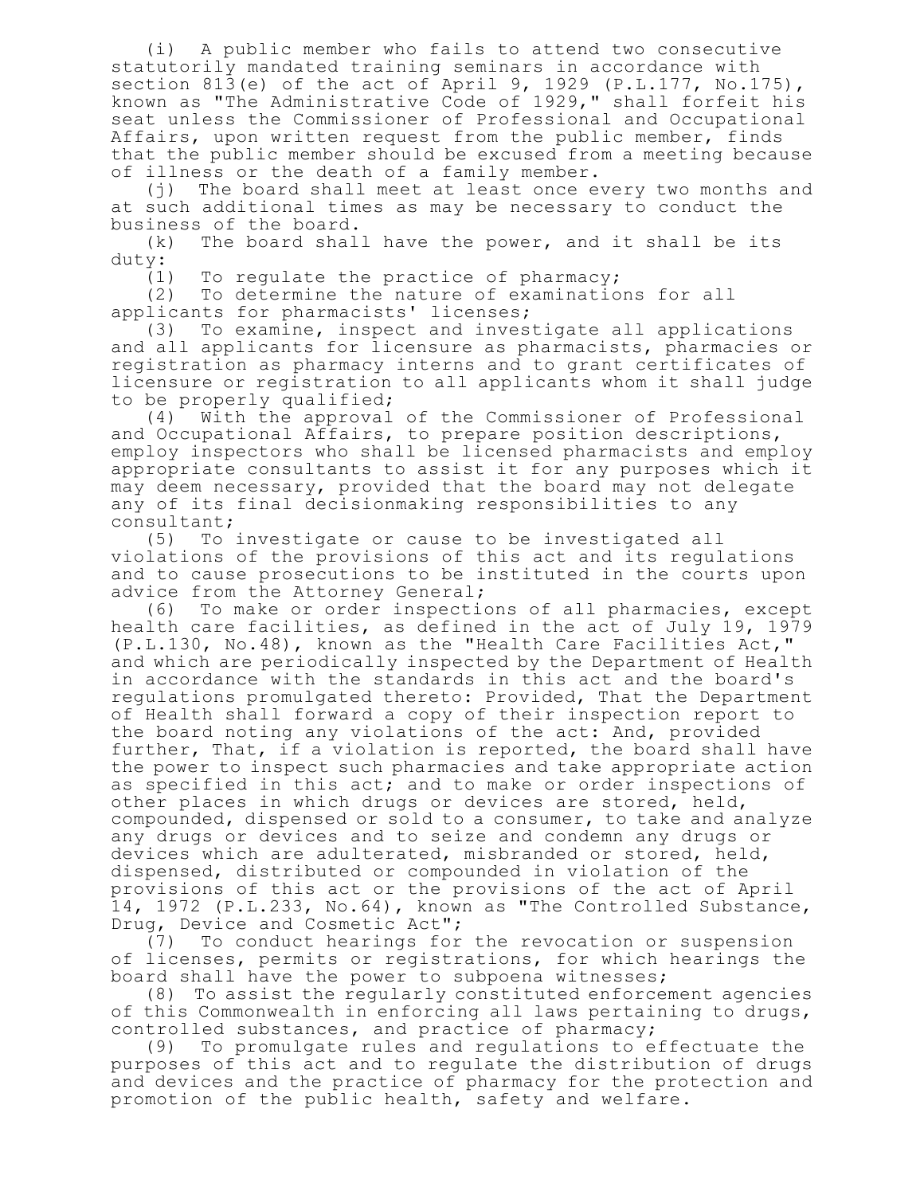(i) A public member who fails to attend two consecutive statutorily mandated training seminars in accordance with section 813(e) of the act of April 9, 1929 (P.L.177, No.175), known as "The Administrative Code of 1929," shall forfeit his seat unless the Commissioner of Professional and Occupational Affairs, upon written request from the public member, finds that the public member should be excused from a meeting because of illness or the death of a family member.

(j) The board shall meet at least once every two months and at such additional times as may be necessary to conduct the business of the board.

(k) The board shall have the power, and it shall be its duty:

(1) To regulate the practice of pharmacy;

(2) To determine the nature of examinations for all applicants for pharmacists' licenses;

(3) To examine, inspect and investigate all applications and all applicants for licensure as pharmacists, pharmacies or registration as pharmacy interns and to grant certificates of licensure or registration to all applicants whom it shall judge to be properly qualified;

(4) With the approval of the Commissioner of Professional and Occupational Affairs, to prepare position descriptions, employ inspectors who shall be licensed pharmacists and employ appropriate consultants to assist it for any purposes which it may deem necessary, provided that the board may not delegate any of its final decisionmaking responsibilities to any consultant;

(5) To investigate or cause to be investigated all violations of the provisions of this act and its regulations and to cause prosecutions to be instituted in the courts upon advice from the Attorney General;

(6) To make or order inspections of all pharmacies, except health care facilities, as defined in the act of July 19, 1979 (P.L.130, No.48), known as the "Health Care Facilities Act," and which are periodically inspected by the Department of Health in accordance with the standards in this act and the board's regulations promulgated thereto: Provided, That the Department of Health shall forward a copy of their inspection report to the board noting any violations of the act: And, provided further, That, if a violation is reported, the board shall have the power to inspect such pharmacies and take appropriate action as specified in this act; and to make or order inspections of other places in which drugs or devices are stored, held, compounded, dispensed or sold to a consumer, to take and analyze any drugs or devices and to seize and condemn any drugs or devices which are adulterated, misbranded or stored, held, dispensed, distributed or compounded in violation of the provisions of this act or the provisions of the act of April 14, 1972 (P.L.233, No.64), known as "The Controlled Substance, Drug, Device and Cosmetic Act";

(7) To conduct hearings for the revocation or suspension of licenses, permits or registrations, for which hearings the board shall have the power to subpoena witnesses;

(8) To assist the regularly constituted enforcement agencies of this Commonwealth in enforcing all laws pertaining to drugs, controlled substances, and practice of pharmacy;

(9) To promulgate rules and regulations to effectuate the purposes of this act and to regulate the distribution of drugs and devices and the practice of pharmacy for the protection and promotion of the public health, safety and welfare.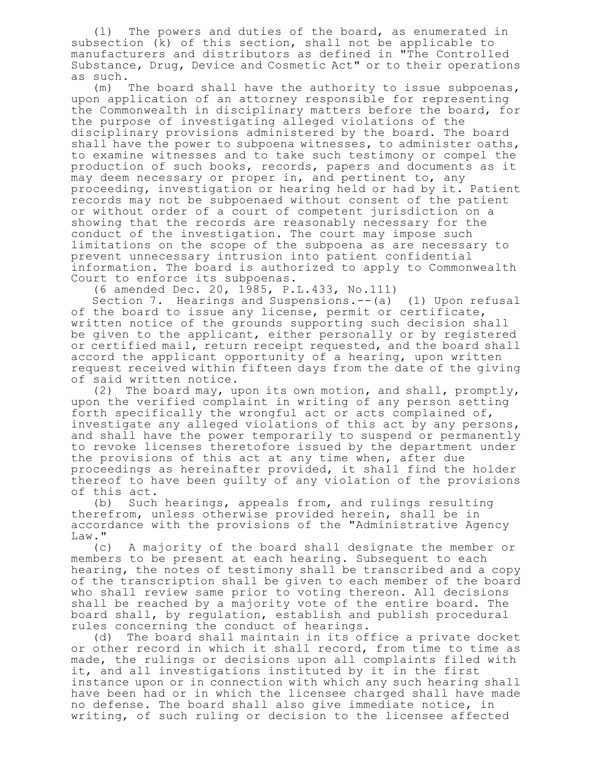(l) The powers and duties of the board, as enumerated in subsection (k) of this section, shall not be applicable to manufacturers and distributors as defined in "The Controlled Substance, Drug, Device and Cosmetic Act" or to their operations as such.

(m) The board shall have the authority to issue subpoenas, upon application of an attorney responsible for representing the Commonwealth in disciplinary matters before the board, for the purpose of investigating alleged violations of the disciplinary provisions administered by the board. The board shall have the power to subpoena witnesses, to administer oaths, to examine witnesses and to take such testimony or compel the production of such books, records, papers and documents as it may deem necessary or proper in, and pertinent to, any proceeding, investigation or hearing held or had by it. Patient records may not be subpoenaed without consent of the patient or without order of a court of competent jurisdiction on a showing that the records are reasonably necessary for the conduct of the investigation. The court may impose such limitations on the scope of the subpoena as are necessary to prevent unnecessary intrusion into patient confidential information. The board is authorized to apply to Commonwealth Court to enforce its subpoenas.

(6 amended Dec. 20, 1985, P.L.433, No.111)

Section 7. Hearings and Suspensions.--(a) (1) Upon refusal of the board to issue any license, permit or certificate, written notice of the grounds supporting such decision shall be given to the applicant, either personally or by registered or certified mail, return receipt requested, and the board shall accord the applicant opportunity of a hearing, upon written request received within fifteen days from the date of the giving of said written notice.

(2) The board may, upon its own motion, and shall, promptly, upon the verified complaint in writing of any person setting forth specifically the wrongful act or acts complained of, investigate any alleged violations of this act by any persons, and shall have the power temporarily to suspend or permanently to revoke licenses theretofore issued by the department under the provisions of this act at any time when, after due proceedings as hereinafter provided, it shall find the holder thereof to have been guilty of any violation of the provisions of this act.

(b) Such hearings, appeals from, and rulings resulting therefrom, unless otherwise provided herein, shall be in accordance with the provisions of the "Administrative Agency Law."

(c) A majority of the board shall designate the member or members to be present at each hearing. Subsequent to each hearing, the notes of testimony shall be transcribed and a copy of the transcription shall be given to each member of the board who shall review same prior to voting thereon. All decisions shall be reached by a majority vote of the entire board. The board shall, by regulation, establish and publish procedural rules concerning the conduct of hearings.

(d) The board shall maintain in its office a private docket or other record in which it shall record, from time to time as made, the rulings or decisions upon all complaints filed with it, and all investigations instituted by it in the first instance upon or in connection with which any such hearing shall have been had or in which the licensee charged shall have made no defense. The board shall also give immediate notice, in writing, of such ruling or decision to the licensee affected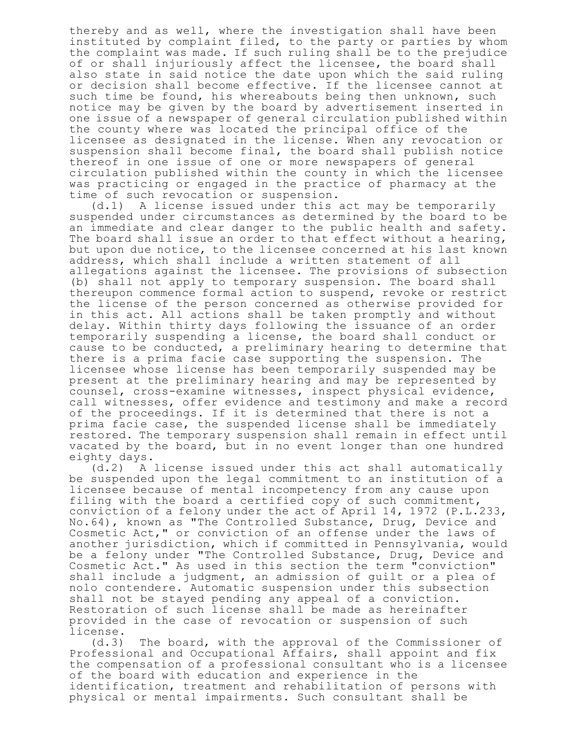thereby and as well, where the investigation shall have been instituted by complaint filed, to the party or parties by whom the complaint was made. If such ruling shall be to the prejudice of or shall injuriously affect the licensee, the board shall also state in said notice the date upon which the said ruling or decision shall become effective. If the licensee cannot at such time be found, his whereabouts being then unknown, such notice may be given by the board by advertisement inserted in one issue of a newspaper of general circulation published within the county where was located the principal office of the licensee as designated in the license. When any revocation or suspension shall become final, the board shall publish notice thereof in one issue of one or more newspapers of general circulation published within the county in which the licensee was practicing or engaged in the practice of pharmacy at the time of such revocation or suspension.

(d.1) A license issued under this act may be temporarily suspended under circumstances as determined by the board to be an immediate and clear danger to the public health and safety. The board shall issue an order to that effect without a hearing, but upon due notice, to the licensee concerned at his last known address, which shall include a written statement of all allegations against the licensee. The provisions of subsection (b) shall not apply to temporary suspension. The board shall thereupon commence formal action to suspend, revoke or restrict the license of the person concerned as otherwise provided for in this act. All actions shall be taken promptly and without delay. Within thirty days following the issuance of an order temporarily suspending a license, the board shall conduct or cause to be conducted, a preliminary hearing to determine that there is a prima facie case supporting the suspension. The licensee whose license has been temporarily suspended may be present at the preliminary hearing and may be represented by counsel, cross-examine witnesses, inspect physical evidence, call witnesses, offer evidence and testimony and make a record of the proceedings. If it is determined that there is not a prima facie case, the suspended license shall be immediately restored. The temporary suspension shall remain in effect until vacated by the board, but in no event longer than one hundred eighty days.

(d.2) A license issued under this act shall automatically be suspended upon the legal commitment to an institution of a licensee because of mental incompetency from any cause upon filing with the board a certified copy of such commitment, conviction of a felony under the act of April 14, 1972 (P.L.233, No.64), known as "The Controlled Substance, Drug, Device and Cosmetic Act," or conviction of an offense under the laws of another jurisdiction, which if committed in Pennsylvania, would be a felony under "The Controlled Substance, Drug, Device and Cosmetic Act." As used in this section the term "conviction" shall include a judgment, an admission of guilt or a plea of nolo contendere. Automatic suspension under this subsection shall not be stayed pending any appeal of a conviction. Restoration of such license shall be made as hereinafter provided in the case of revocation or suspension of such license.

(d.3) The board, with the approval of the Commissioner of Professional and Occupational Affairs, shall appoint and fix the compensation of a professional consultant who is a licensee of the board with education and experience in the identification, treatment and rehabilitation of persons with physical or mental impairments. Such consultant shall be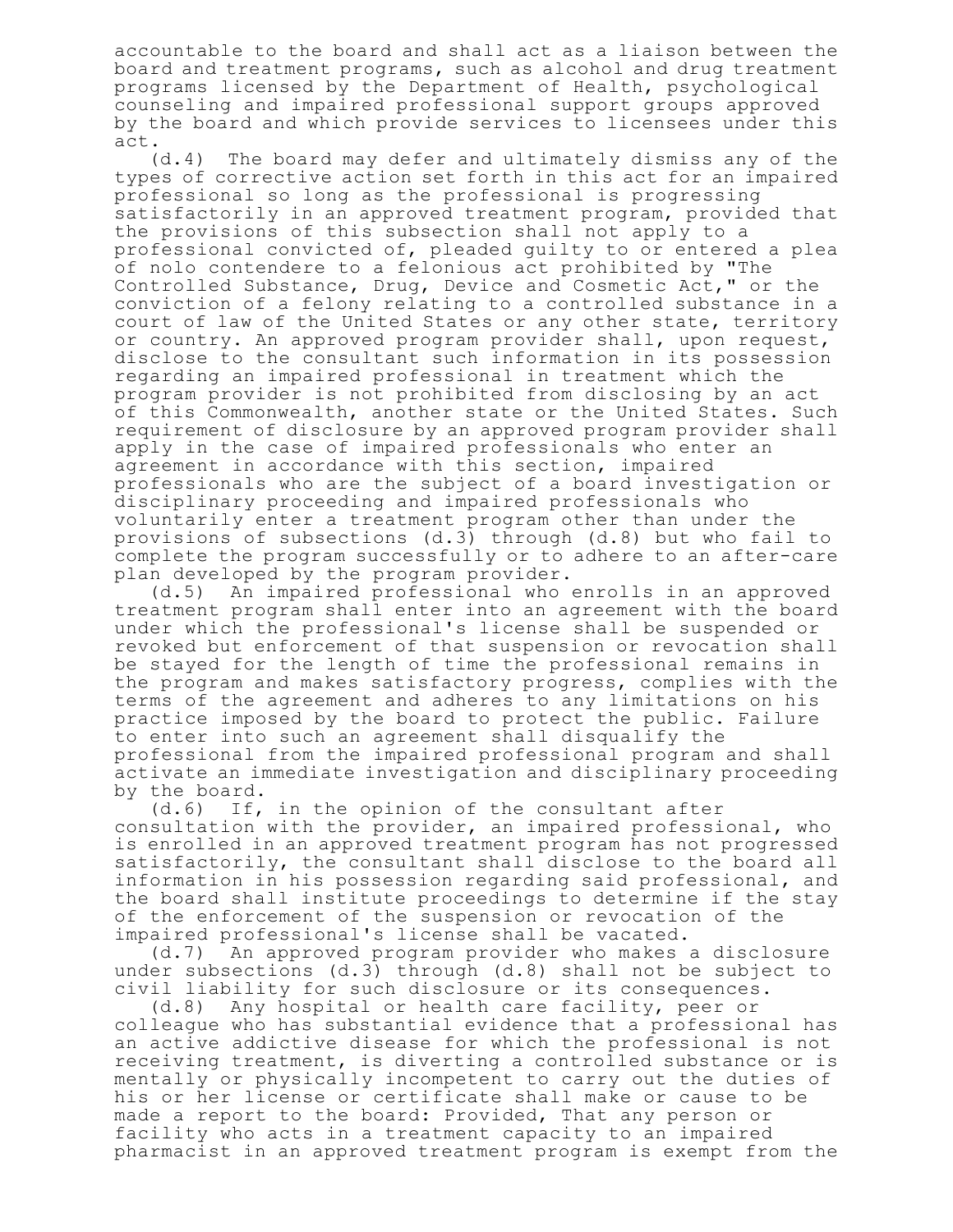accountable to the board and shall act as a liaison between the board and treatment programs, such as alcohol and drug treatment programs licensed by the Department of Health, psychological counseling and impaired professional support groups approved by the board and which provide services to licensees under this act.

(d.4) The board may defer and ultimately dismiss any of the types of corrective action set forth in this act for an impaired professional so long as the professional is progressing satisfactorily in an approved treatment program, provided that the provisions of this subsection shall not apply to a professional convicted of, pleaded guilty to or entered a plea of nolo contendere to a felonious act prohibited by "The Controlled Substance, Drug, Device and Cosmetic Act," or the conviction of a felony relating to a controlled substance in a court of law of the United States or any other state, territory or country. An approved program provider shall, upon request, disclose to the consultant such information in its possession regarding an impaired professional in treatment which the program provider is not prohibited from disclosing by an act of this Commonwealth, another state or the United States. Such requirement of disclosure by an approved program provider shall apply in the case of impaired professionals who enter an agreement in accordance with this section, impaired professionals who are the subject of a board investigation or disciplinary proceeding and impaired professionals who voluntarily enter a treatment program other than under the provisions of subsections (d.3) through (d.8) but who fail to complete the program successfully or to adhere to an after-care plan developed by the program provider.

(d.5) An impaired professional who enrolls in an approved treatment program shall enter into an agreement with the board under which the professional's license shall be suspended or revoked but enforcement of that suspension or revocation shall be stayed for the length of time the professional remains in the program and makes satisfactory progress, complies with the terms of the agreement and adheres to any limitations on his practice imposed by the board to protect the public. Failure to enter into such an agreement shall disqualify the professional from the impaired professional program and shall activate an immediate investigation and disciplinary proceeding by the board.

(d.6) If, in the opinion of the consultant after consultation with the provider, an impaired professional, who is enrolled in an approved treatment program has not progressed satisfactorily, the consultant shall disclose to the board all information in his possession regarding said professional, and the board shall institute proceedings to determine if the stay of the enforcement of the suspension or revocation of the impaired professional's license shall be vacated.

(d.7) An approved program provider who makes a disclosure under subsections (d.3) through (d.8) shall not be subject to civil liability for such disclosure or its consequences.

(d.8) Any hospital or health care facility, peer or colleague who has substantial evidence that a professional has an active addictive disease for which the professional is not receiving treatment, is diverting a controlled substance or is mentally or physically incompetent to carry out the duties of his or her license or certificate shall make or cause to be made a report to the board: Provided, That any person or facility who acts in a treatment capacity to an impaired pharmacist in an approved treatment program is exempt from the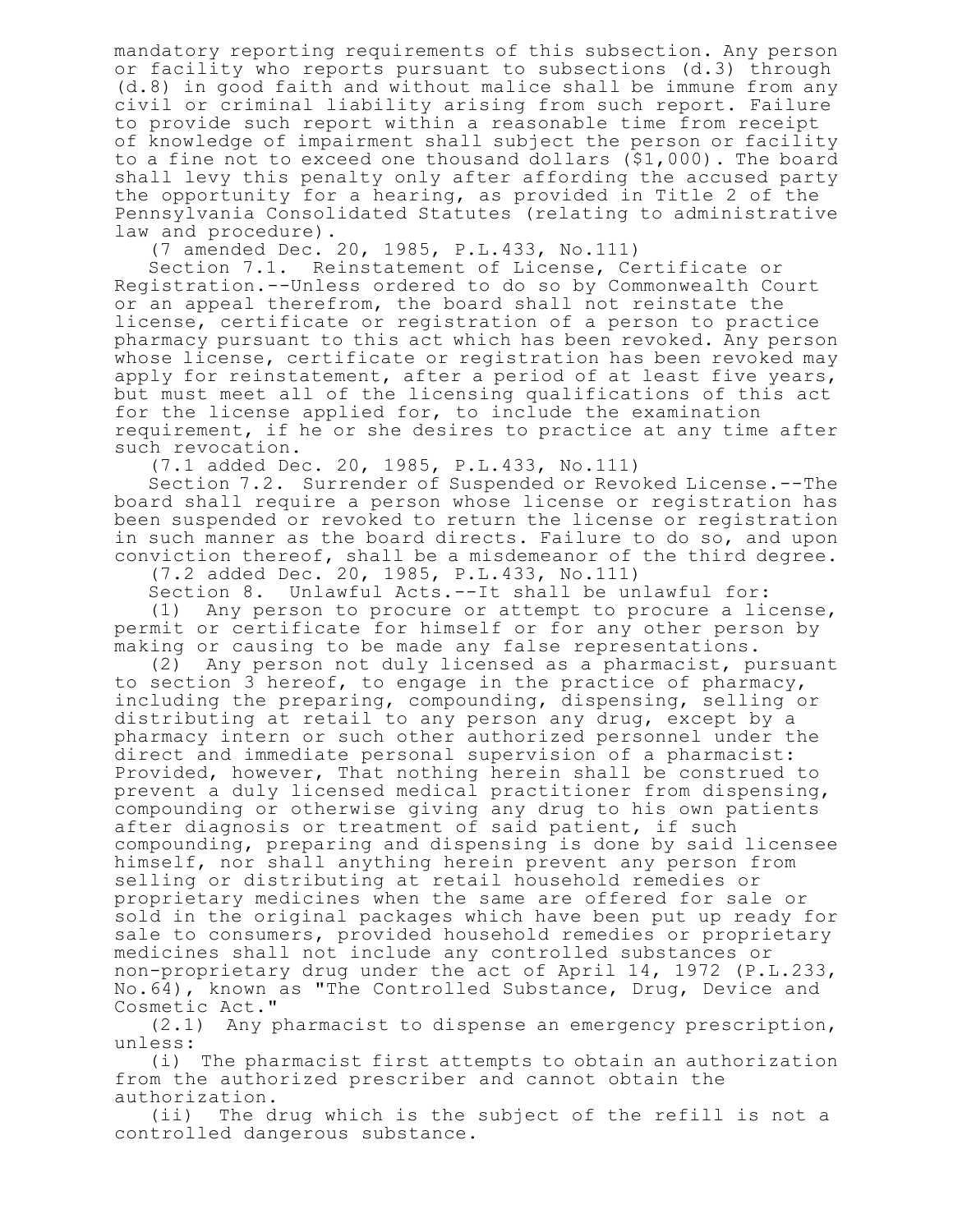mandatory reporting requirements of this subsection. Any person or facility who reports pursuant to subsections (d.3) through (d.8) in good faith and without malice shall be immune from any civil or criminal liability arising from such report. Failure to provide such report within a reasonable time from receipt of knowledge of impairment shall subject the person or facility to a fine not to exceed one thousand dollars ($1,000). The board shall levy this penalty only after affording the accused party the opportunity for a hearing, as provided in Title 2 of the Pennsylvania Consolidated Statutes (relating to administrative law and procedure).

(7 amended Dec. 20, 1985, P.L.433, No.111)

Section 7.1. Reinstatement of License, Certificate or Registration.--Unless ordered to do so by Commonwealth Court or an appeal therefrom, the board shall not reinstate the license, certificate or registration of a person to practice pharmacy pursuant to this act which has been revoked. Any person whose license, certificate or registration has been revoked may apply for reinstatement, after a period of at least five years, but must meet all of the licensing qualifications of this act for the license applied for, to include the examination requirement, if he or she desires to practice at any time after such revocation.

(7.1 added Dec. 20, 1985, P.L.433, No.111)

Section 7.2. Surrender of Suspended or Revoked License.--The board shall require a person whose license or registration has been suspended or revoked to return the license or registration in such manner as the board directs. Failure to do so, and upon conviction thereof, shall be a misdemeanor of the third degree.

(7.2 added Dec. 20, 1985, P.L.433, No.111)

Section 8. Unlawful Acts.--It shall be unlawful for:

(1) Any person to procure or attempt to procure a license, permit or certificate for himself or for any other person by making or causing to be made any false representations.

(2) Any person not duly licensed as a pharmacist, pursuant to section 3 hereof, to engage in the practice of pharmacy, including the preparing, compounding, dispensing, selling or distributing at retail to any person any drug, except by a pharmacy intern or such other authorized personnel under the direct and immediate personal supervision of a pharmacist: Provided, however, That nothing herein shall be construed to prevent a duly licensed medical practitioner from dispensing, compounding or otherwise giving any drug to his own patients after diagnosis or treatment of said patient, if such compounding, preparing and dispensing is done by said licensee himself, nor shall anything herein prevent any person from selling or distributing at retail household remedies or proprietary medicines when the same are offered for sale or sold in the original packages which have been put up ready for sale to consumers, provided household remedies or proprietary medicines shall not include any controlled substances or non-proprietary drug under the act of April 14, 1972 (P.L.233, No.64), known as "The Controlled Substance, Drug, Device and Cosmetic Act."

(2.1) Any pharmacist to dispense an emergency prescription, unless:

(i) The pharmacist first attempts to obtain an authorization from the authorized prescriber and cannot obtain the authorization.

(ii) The drug which is the subject of the refill is not a controlled dangerous substance.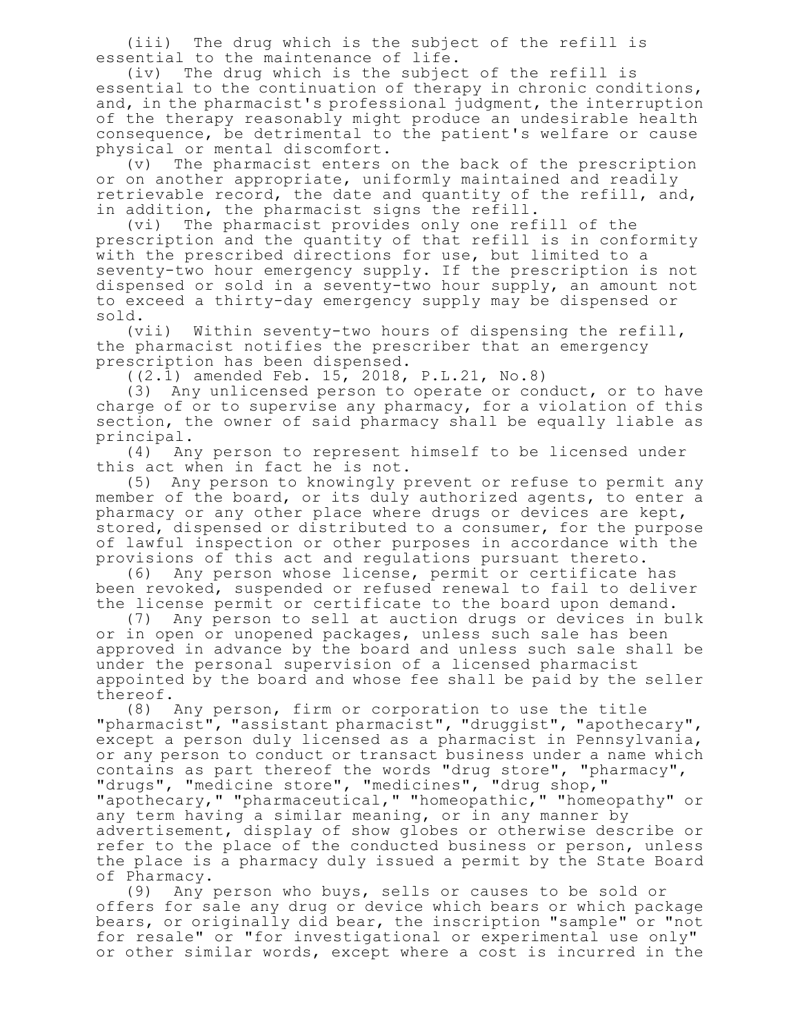(iii) The drug which is the subject of the refill is essential to the maintenance of life.

(iv) The drug which is the subject of the refill is essential to the continuation of therapy in chronic conditions, and, in the pharmacist's professional judgment, the interruption of the therapy reasonably might produce an undesirable health consequence, be detrimental to the patient's welfare or cause physical or mental discomfort.

(v) The pharmacist enters on the back of the prescription or on another appropriate, uniformly maintained and readily retrievable record, the date and quantity of the refill, and, in addition, the pharmacist signs the refill.

(vi) The pharmacist provides only one refill of the prescription and the quantity of that refill is in conformity with the prescribed directions for use, but limited to a seventy-two hour emergency supply. If the prescription is not dispensed or sold in a seventy-two hour supply, an amount not to exceed a thirty-day emergency supply may be dispensed or sold.

(vii) Within seventy-two hours of dispensing the refill, the pharmacist notifies the prescriber that an emergency prescription has been dispensed.

((2.1) amended Feb. 15, 2018, P.L.21, No.8)

(3) Any unlicensed person to operate or conduct, or to have charge of or to supervise any pharmacy, for a violation of this section, the owner of said pharmacy shall be equally liable as principal.

(4) Any person to represent himself to be licensed under this act when in fact he is not.

(5) Any person to knowingly prevent or refuse to permit any member of the board, or its duly authorized agents, to enter a pharmacy or any other place where drugs or devices are kept, stored, dispensed or distributed to a consumer, for the purpose of lawful inspection or other purposes in accordance with the provisions of this act and regulations pursuant thereto.

(6) Any person whose license, permit or certificate has been revoked, suspended or refused renewal to fail to deliver the license permit or certificate to the board upon demand.

(7) Any person to sell at auction drugs or devices in bulk or in open or unopened packages, unless such sale has been approved in advance by the board and unless such sale shall be under the personal supervision of a licensed pharmacist appointed by the board and whose fee shall be paid by the seller thereof.

(8) Any person, firm or corporation to use the title "pharmacist", "assistant pharmacist", "druggist", "apothecary", except a person duly licensed as a pharmacist in Pennsylvania, or any person to conduct or transact business under a name which contains as part thereof the words "drug store", "pharmacy", "drugs", "medicine store", "medicines", "drug shop," "apothecary," "pharmaceutical," "homeopathic," "homeopathy" or any term having a similar meaning, or in any manner by advertisement, display of show globes or otherwise describe or refer to the place of the conducted business or person, unless the place is a pharmacy duly issued a permit by the State Board of Pharmacy.

(9) Any person who buys, sells or causes to be sold or offers for sale any drug or device which bears or which package bears, or originally did bear, the inscription "sample" or "not for resale" or "for investigational or experimental use only" or other similar words, except where a cost is incurred in the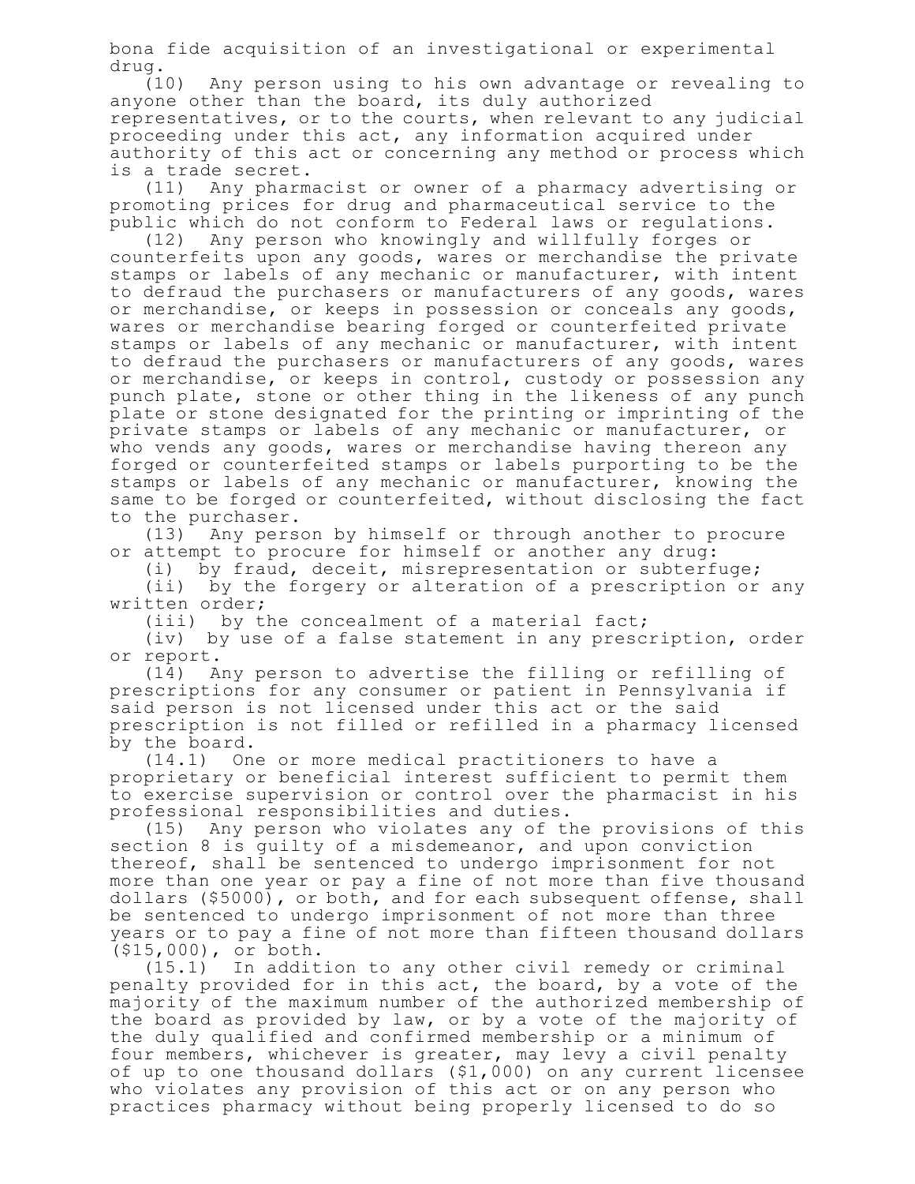bona fide acquisition of an investigational or experimental drug.

(10) Any person using to his own advantage or revealing to anyone other than the board, its duly authorized representatives, or to the courts, when relevant to any judicial proceeding under this act, any information acquired under authority of this act or concerning any method or process which is a trade secret.

(11) Any pharmacist or owner of a pharmacy advertising or promoting prices for drug and pharmaceutical service to the public which do not conform to Federal laws or regulations.

(12) Any person who knowingly and willfully forges or counterfeits upon any goods, wares or merchandise the private stamps or labels of any mechanic or manufacturer, with intent to defraud the purchasers or manufacturers of any goods, wares or merchandise, or keeps in possession or conceals any goods, wares or merchandise bearing forged or counterfeited private stamps or labels of any mechanic or manufacturer, with intent to defraud the purchasers or manufacturers of any goods, wares or merchandise, or keeps in control, custody or possession any punch plate, stone or other thing in the likeness of any punch plate or stone designated for the printing or imprinting of the private stamps or labels of any mechanic or manufacturer, or who vends any goods, wares or merchandise having thereon any forged or counterfeited stamps or labels purporting to be the stamps or labels of any mechanic or manufacturer, knowing the same to be forged or counterfeited, without disclosing the fact to the purchaser.

(13) Any person by himself or through another to procure or attempt to procure for himself or another any drug:

(i) by fraud, deceit, misrepresentation or subterfuge;

(ii) by the forgery or alteration of a prescription or any written order;

(iii) by the concealment of a material fact;

(iv) by use of a false statement in any prescription, order or report.

(14) Any person to advertise the filling or refilling of prescriptions for any consumer or patient in Pennsylvania if said person is not licensed under this act or the said prescription is not filled or refilled in a pharmacy licensed by the board.

(14.1) One or more medical practitioners to have a proprietary or beneficial interest sufficient to permit them to exercise supervision or control over the pharmacist in his professional responsibilities and duties.

(15) Any person who violates any of the provisions of this section 8 is guilty of a misdemeanor, and upon conviction thereof, shall be sentenced to undergo imprisonment for not more than one year or pay a fine of not more than five thousand dollars ($5000), or both, and for each subsequent offense, shall be sentenced to undergo imprisonment of not more than three years or to pay a fine of not more than fifteen thousand dollars ($15,000), or both.

(15.1) In addition to any other civil remedy or criminal penalty provided for in this act, the board, by a vote of the majority of the maximum number of the authorized membership of the board as provided by law, or by a vote of the majority of the duly qualified and confirmed membership or a minimum of four members, whichever is greater, may levy a civil penalty of up to one thousand dollars ($1,000) on any current licensee who violates any provision of this act or on any person who practices pharmacy without being properly licensed to do so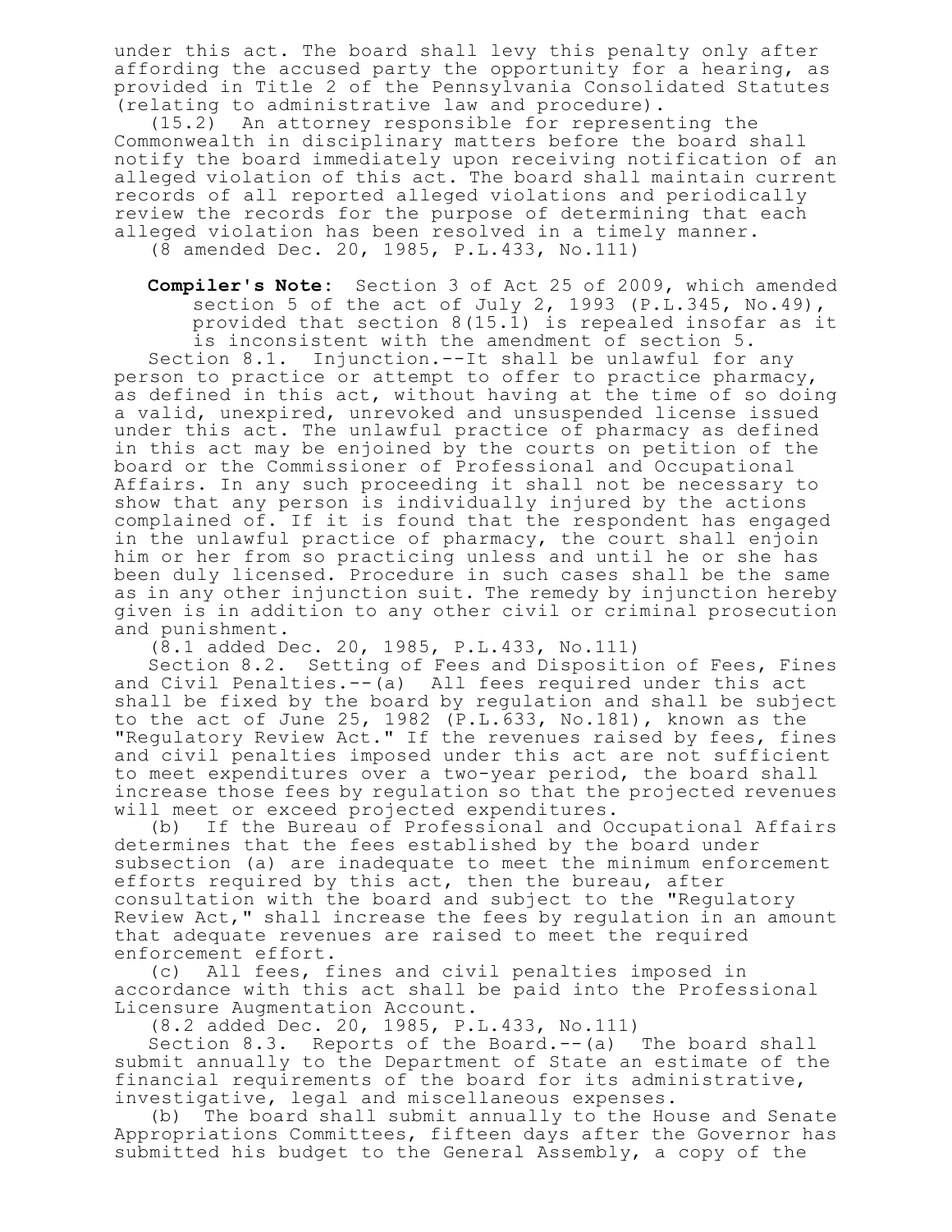under this act. The board shall levy this penalty only after affording the accused party the opportunity for a hearing, as provided in Title 2 of the Pennsylvania Consolidated Statutes (relating to administrative law and procedure).

(15.2) An attorney responsible for representing the Commonwealth in disciplinary matters before the board shall notify the board immediately upon receiving notification of an alleged violation of this act. The board shall maintain current records of all reported alleged violations and periodically review the records for the purpose of determining that each alleged violation has been resolved in a timely manner.

(8 amended Dec. 20, 1985, P.L.433, No.111)

**Compiler's Note:** Section 3 of Act 25 of 2009, which amended section 5 of the act of July 2, 1993 (P.L.345, No.49), provided that section 8(15.1) is repealed insofar as it is inconsistent with the amendment of section 5.

Section 8.1. Injunction.--It shall be unlawful for any person to practice or attempt to offer to practice pharmacy, as defined in this act, without having at the time of so doing a valid, unexpired, unrevoked and unsuspended license issued under this act. The unlawful practice of pharmacy as defined in this act may be enjoined by the courts on petition of the board or the Commissioner of Professional and Occupational Affairs. In any such proceeding it shall not be necessary to show that any person is individually injured by the actions complained of. If it is found that the respondent has engaged in the unlawful practice of pharmacy, the court shall enjoin him or her from so practicing unless and until he or she has been duly licensed. Procedure in such cases shall be the same as in any other injunction suit. The remedy by injunction hereby given is in addition to any other civil or criminal prosecution and punishment.

(8.1 added Dec. 20, 1985, P.L.433, No.111)

Section 8.2. Setting of Fees and Disposition of Fees, Fines and Civil Penalties.--(a) All fees required under this act shall be fixed by the board by regulation and shall be subject to the act of June 25, 1982 (P.L.633, No.181), known as the "Regulatory Review Act." If the revenues raised by fees, fines and civil penalties imposed under this act are not sufficient to meet expenditures over a two-year period, the board shall increase those fees by regulation so that the projected revenues will meet or exceed projected expenditures.

(b) If the Bureau of Professional and Occupational Affairs determines that the fees established by the board under subsection (a) are inadequate to meet the minimum enforcement efforts required by this act, then the bureau, after consultation with the board and subject to the "Regulatory Review Act," shall increase the fees by regulation in an amount that adequate revenues are raised to meet the required enforcement effort.

(c) All fees, fines and civil penalties imposed in accordance with this act shall be paid into the Professional Licensure Augmentation Account.

(8.2 added Dec. 20, 1985, P.L.433, No.111)

Section 8.3. Reports of the Board.--(a) The board shall submit annually to the Department of State an estimate of the financial requirements of the board for its administrative, investigative, legal and miscellaneous expenses.

(b) The board shall submit annually to the House and Senate Appropriations Committees, fifteen days after the Governor has submitted his budget to the General Assembly, a copy of the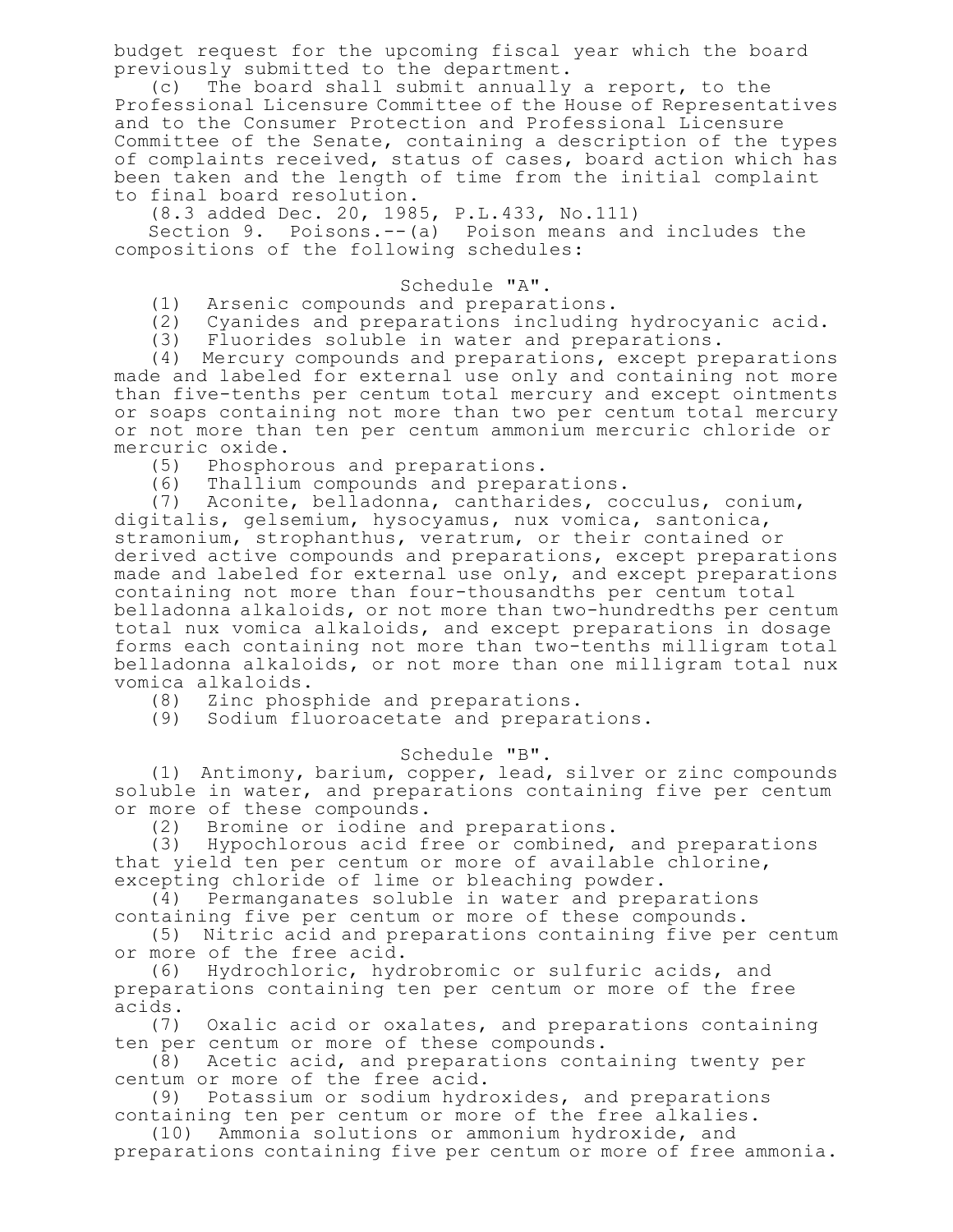budget request for the upcoming fiscal year which the board previously submitted to the department.

(c) The board shall submit annually a report, to the Professional Licensure Committee of the House of Representatives and to the Consumer Protection and Professional Licensure Committee of the Senate, containing a description of the types of complaints received, status of cases, board action which has been taken and the length of time from the initial complaint to final board resolution.

(8.3 added Dec. 20, 1985, P.L.433, No.111)

Section 9. Poisons.--(a) Poison means and includes the compositions of the following schedules:

Schedule "A".

(1) Arsenic compounds and preparations.

(2) Cyanides and preparations including hydrocyanic acid.

(3) Fluorides soluble in water and preparations.

(4) Mercury compounds and preparations, except preparations made and labeled for external use only and containing not more than five-tenths per centum total mercury and except ointments or soaps containing not more than two per centum total mercury or not more than ten per centum ammonium mercuric chloride or mercuric oxide.

(5) Phosphorous and preparations.

(6) Thallium compounds and preparations.

(7) Aconite, belladonna, cantharides, cocculus, conium, digitalis, gelsemium, hysocyamus, nux vomica, santonica, stramonium, strophanthus, veratrum, or their contained or derived active compounds and preparations, except preparations made and labeled for external use only, and except preparations containing not more than four-thousandths per centum total belladonna alkaloids, or not more than two-hundredths per centum total nux vomica alkaloids, and except preparations in dosage forms each containing not more than two-tenths milligram total belladonna alkaloids, or not more than one milligram total nux vomica alkaloids.

(8) Zinc phosphide and preparations.

(9) Sodium fluoroacetate and preparations.

Schedule "B".

(1) Antimony, barium, copper, lead, silver or zinc compounds soluble in water, and preparations containing five per centum or more of these compounds.

(2) Bromine or iodine and preparations.

(3) Hypochlorous acid free or combined, and preparations that yield ten per centum or more of available chlorine, excepting chloride of lime or bleaching powder.

(4) Permanganates soluble in water and preparations containing five per centum or more of these compounds.

(5) Nitric acid and preparations containing five per centum or more of the free acid.

(6) Hydrochloric, hydrobromic or sulfuric acids, and preparations containing ten per centum or more of the free acids.

(7) Oxalic acid or oxalates, and preparations containing ten per centum or more of these compounds.

(8) Acetic acid, and preparations containing twenty per centum or more of the free acid.

(9) Potassium or sodium hydroxides, and preparations containing ten per centum or more of the free alkalies.

(10) Ammonia solutions or ammonium hydroxide, and preparations containing five per centum or more of free ammonia.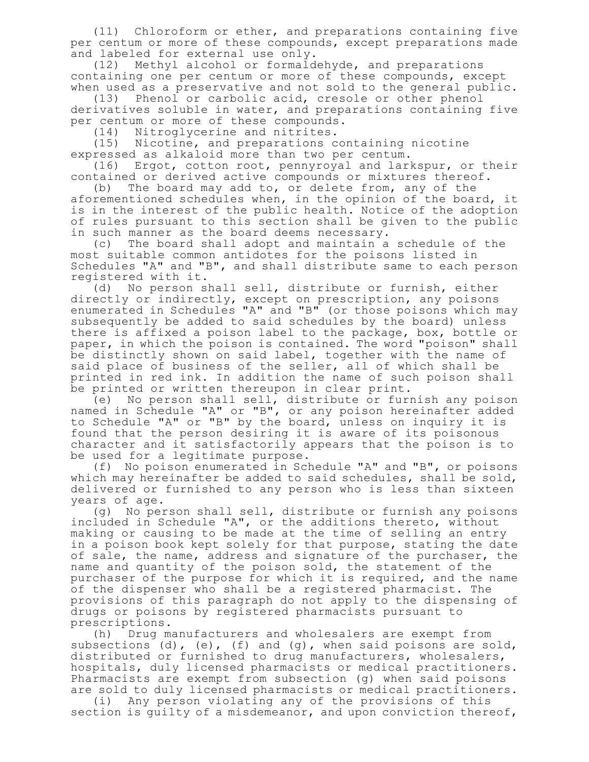(11) Chloroform or ether, and preparations containing five per centum or more of these compounds, except preparations made and labeled for external use only.

(12) Methyl alcohol or formaldehyde, and preparations containing one per centum or more of these compounds, except when used as a preservative and not sold to the general public.

(13) Phenol or carbolic acid, cresole or other phenol derivatives soluble in water, and preparations containing five per centum or more of these compounds.

(14) Nitroglycerine and nitrites.

(15) Nicotine, and preparations containing nicotine expressed as alkaloid more than two per centum.

(16) Ergot, cotton root, pennyroyal and larkspur, or their contained or derived active compounds or mixtures thereof.

(b) The board may add to, or delete from, any of the aforementioned schedules when, in the opinion of the board, it is in the interest of the public health. Notice of the adoption of rules pursuant to this section shall be given to the public in such manner as the board deems necessary.

(c) The board shall adopt and maintain a schedule of the most suitable common antidotes for the poisons listed in Schedules "A" and "B", and shall distribute same to each person registered with it.

(d) No person shall sell, distribute or furnish, either directly or indirectly, except on prescription, any poisons enumerated in Schedules "A" and "B" (or those poisons which may subsequently be added to said schedules by the board) unless there is affixed a poison label to the package, box, bottle or paper, in which the poison is contained. The word "poison" shall be distinctly shown on said label, together with the name of said place of business of the seller, all of which shall be printed in red ink. In addition the name of such poison shall be printed or written thereupon in clear print.

(e) No person shall sell, distribute or furnish any poison named in Schedule "A" or "B", or any poison hereinafter added to Schedule "A" or "B" by the board, unless on inquiry it is found that the person desiring it is aware of its poisonous character and it satisfactorily appears that the poison is to be used for a legitimate purpose.

(f) No poison enumerated in Schedule "A" and "B", or poisons which may hereinafter be added to said schedules, shall be sold, delivered or furnished to any person who is less than sixteen years of age.

(g) No person shall sell, distribute or furnish any poisons included in Schedule "A", or the additions thereto, without making or causing to be made at the time of selling an entry in a poison book kept solely for that purpose, stating the date of sale, the name, address and signature of the purchaser, the name and quantity of the poison sold, the statement of the purchaser of the purpose for which it is required, and the name of the dispenser who shall be a registered pharmacist. The provisions of this paragraph do not apply to the dispensing of drugs or poisons by registered pharmacists pursuant to prescriptions.

(h) Drug manufacturers and wholesalers are exempt from subsections (d), (e), (f) and (g), when said poisons are sold, distributed or furnished to drug manufacturers, wholesalers, hospitals, duly licensed pharmacists or medical practitioners. Pharmacists are exempt from subsection (g) when said poisons are sold to duly licensed pharmacists or medical practitioners.

(i) Any person violating any of the provisions of this section is guilty of a misdemeanor, and upon conviction thereof,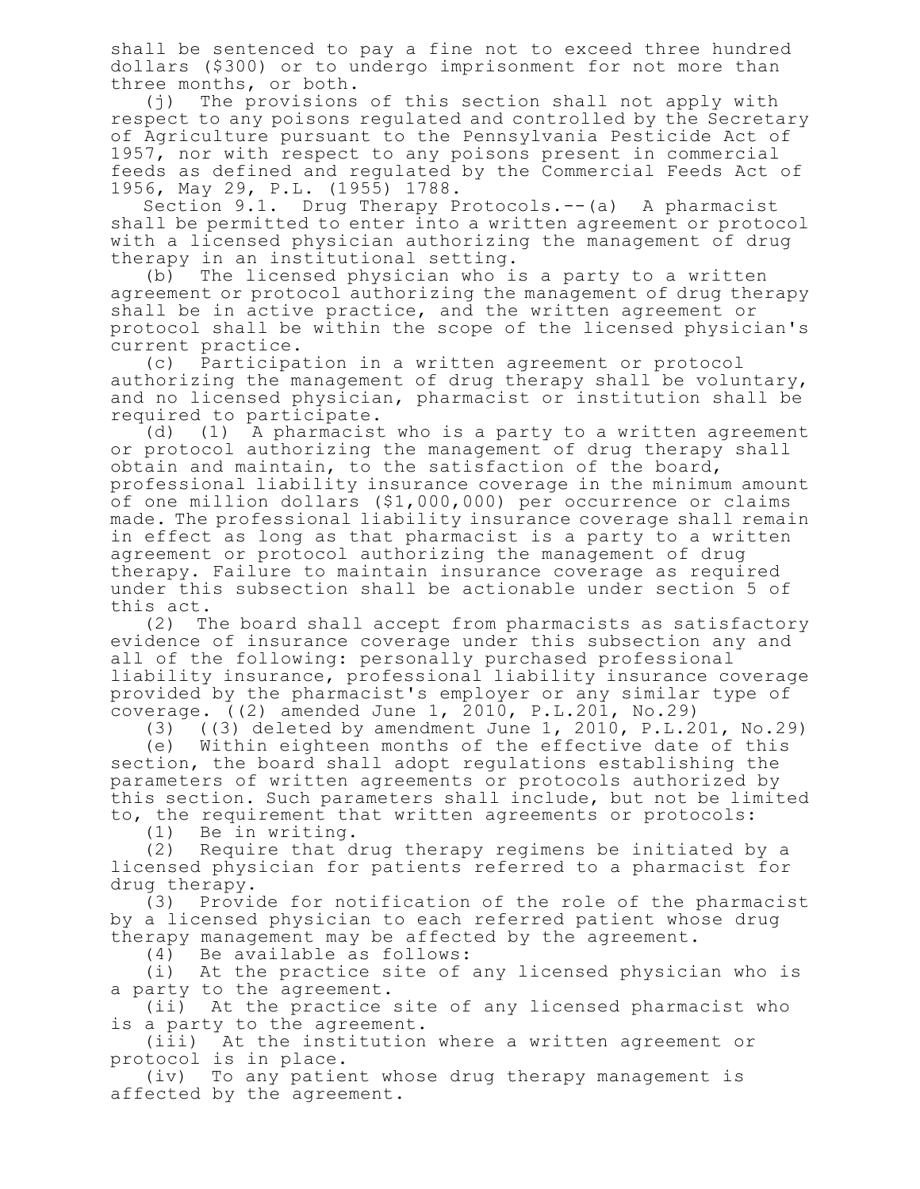shall be sentenced to pay a fine not to exceed three hundred dollars ($300) or to undergo imprisonment for not more than three months, or both.

(j) The provisions of this section shall not apply with respect to any poisons regulated and controlled by the Secretary of Agriculture pursuant to the Pennsylvania Pesticide Act of 1957, nor with respect to any poisons present in commercial feeds as defined and regulated by the Commercial Feeds Act of 1956, May 29, P.L. (1955) 1788.

Section 9.1. Drug Therapy Protocols.--(a) A pharmacist shall be permitted to enter into a written agreement or protocol with a licensed physician authorizing the management of drug therapy in an institutional setting.

(b) The licensed physician who is a party to a written agreement or protocol authorizing the management of drug therapy shall be in active practice, and the written agreement or protocol shall be within the scope of the licensed physician's current practice.

(c) Participation in a written agreement or protocol authorizing the management of drug therapy shall be voluntary, and no licensed physician, pharmacist or institution shall be required to participate.

(d) (1) A pharmacist who is a party to a written agreement or protocol authorizing the management of drug therapy shall obtain and maintain, to the satisfaction of the board, professional liability insurance coverage in the minimum amount of one million dollars ($1,000,000) per occurrence or claims made. The professional liability insurance coverage shall remain in effect as long as that pharmacist is a party to a written agreement or protocol authorizing the management of drug therapy. Failure to maintain insurance coverage as required under this subsection shall be actionable under section 5 of this act.

(2) The board shall accept from pharmacists as satisfactory evidence of insurance coverage under this subsection any and all of the following: personally purchased professional liability insurance, professional liability insurance coverage provided by the pharmacist's employer or any similar type of coverage. ((2) amended June 1, 2010, P.L.201, No.29)

(3) ((3) deleted by amendment June 1, 2010, P.L.201, No.29)

(e) Within eighteen months of the effective date of this section, the board shall adopt regulations establishing the parameters of written agreements or protocols authorized by this section. Such parameters shall include, but not be limited to, the requirement that written agreements or protocols:

(1) Be in writing.

(2) Require that drug therapy regimens be initiated by a licensed physician for patients referred to a pharmacist for drug therapy.

(3) Provide for notification of the role of the pharmacist by a licensed physician to each referred patient whose drug therapy management may be affected by the agreement.

(4) Be available as follows:

(i) At the practice site of any licensed physician who is a party to the agreement.

(ii) At the practice site of any licensed pharmacist who is a party to the agreement.

(iii) At the institution where a written agreement or protocol is in place.

(iv) To any patient whose drug therapy management is affected by the agreement.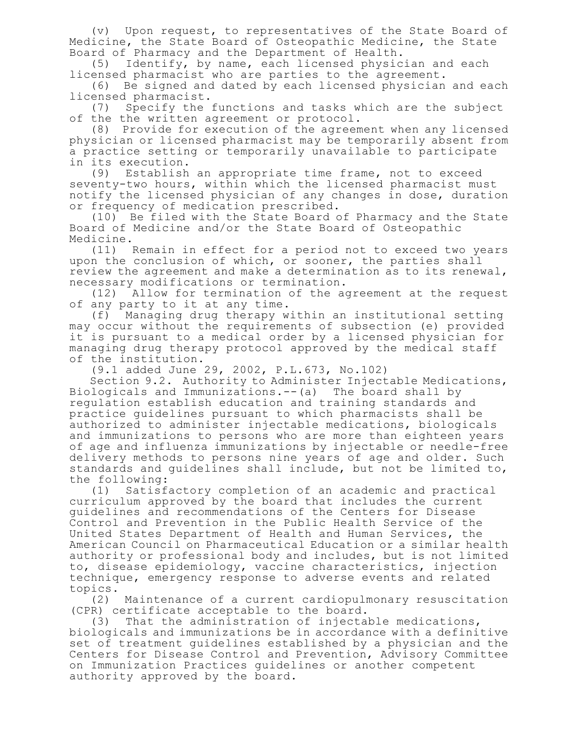(v) Upon request, to representatives of the State Board of Medicine, the State Board of Osteopathic Medicine, the State Board of Pharmacy and the Department of Health.

(5) Identify, by name, each licensed physician and each licensed pharmacist who are parties to the agreement.

(6) Be signed and dated by each licensed physician and each licensed pharmacist.

(7) Specify the functions and tasks which are the subject of the the written agreement or protocol.

(8) Provide for execution of the agreement when any licensed physician or licensed pharmacist may be temporarily absent from a practice setting or temporarily unavailable to participate in its execution.

(9) Establish an appropriate time frame, not to exceed seventy-two hours, within which the licensed pharmacist must notify the licensed physician of any changes in dose, duration or frequency of medication prescribed.

(10) Be filed with the State Board of Pharmacy and the State Board of Medicine and/or the State Board of Osteopathic Medicine.

(11) Remain in effect for a period not to exceed two years upon the conclusion of which, or sooner, the parties shall review the agreement and make a determination as to its renewal, necessary modifications or termination.

(12) Allow for termination of the agreement at the request of any party to it at any time.

(f) Managing drug therapy within an institutional setting may occur without the requirements of subsection (e) provided it is pursuant to a medical order by a licensed physician for managing drug therapy protocol approved by the medical staff of the institution.

(9.1 added June 29, 2002, P.L.673, No.102)

Section 9.2. Authority to Administer Injectable Medications, Biologicals and Immunizations.--(a) The board shall by regulation establish education and training standards and practice guidelines pursuant to which pharmacists shall be authorized to administer injectable medications, biologicals and immunizations to persons who are more than eighteen years of age and influenza immunizations by injectable or needle-free delivery methods to persons nine years of age and older. Such standards and guidelines shall include, but not be limited to, the following:

(1) Satisfactory completion of an academic and practical curriculum approved by the board that includes the current guidelines and recommendations of the Centers for Disease Control and Prevention in the Public Health Service of the United States Department of Health and Human Services, the American Council on Pharmaceutical Education or a similar health authority or professional body and includes, but is not limited to, disease epidemiology, vaccine characteristics, injection technique, emergency response to adverse events and related topics.

(2) Maintenance of a current cardiopulmonary resuscitation (CPR) certificate acceptable to the board.

(3) That the administration of injectable medications, biologicals and immunizations be in accordance with a definitive set of treatment guidelines established by a physician and the Centers for Disease Control and Prevention, Advisory Committee on Immunization Practices guidelines or another competent authority approved by the board.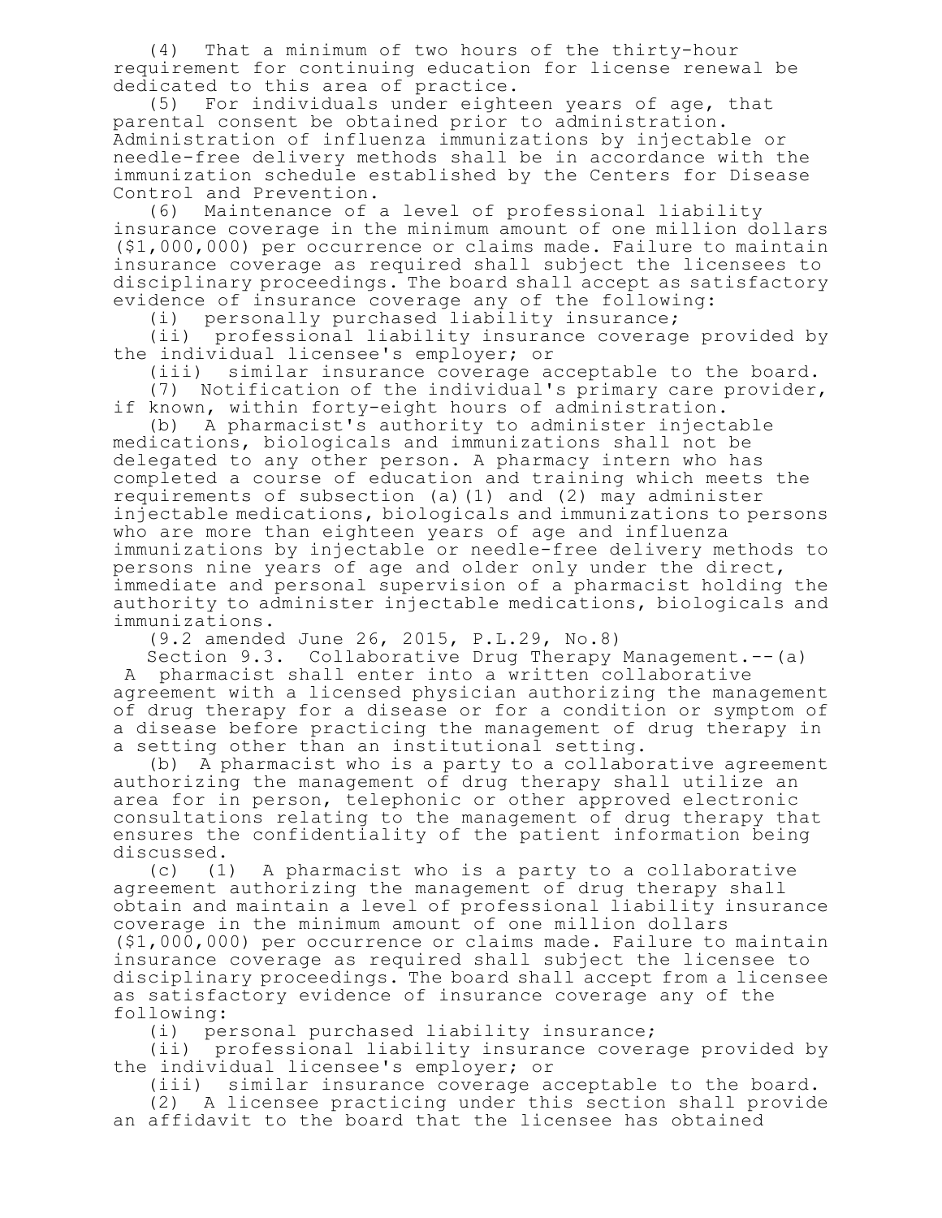(4) That a minimum of two hours of the thirty-hour requirement for continuing education for license renewal be dedicated to this area of practice.

(5) For individuals under eighteen years of age, that parental consent be obtained prior to administration. Administration of influenza immunizations by injectable or needle-free delivery methods shall be in accordance with the immunization schedule established by the Centers for Disease Control and Prevention.

(6) Maintenance of a level of professional liability insurance coverage in the minimum amount of one million dollars ($1,000,000) per occurrence or claims made. Failure to maintain insurance coverage as required shall subject the licensees to disciplinary proceedings. The board shall accept as satisfactory evidence of insurance coverage any of the following:

(i) personally purchased liability insurance;

(ii) professional liability insurance coverage provided by the individual licensee's employer; or

(iii) similar insurance coverage acceptable to the board.

(7) Notification of the individual's primary care provider, if known, within forty-eight hours of administration.

(b) A pharmacist's authority to administer injectable medications, biologicals and immunizations shall not be delegated to any other person. A pharmacy intern who has completed a course of education and training which meets the requirements of subsection (a)(1) and (2) may administer injectable medications, biologicals and immunizations to persons who are more than eighteen years of age and influenza immunizations by injectable or needle-free delivery methods to persons nine years of age and older only under the direct, immediate and personal supervision of a pharmacist holding the authority to administer injectable medications, biologicals and immunizations.

(9.2 amended June 26, 2015, P.L.29, No.8)

Section 9.3. Collaborative Drug Therapy Management.--(a) A pharmacist shall enter into a written collaborative agreement with a licensed physician authorizing the management of drug therapy for a disease or for a condition or symptom of a disease before practicing the management of drug therapy in a setting other than an institutional setting.

(b) A pharmacist who is a party to a collaborative agreement authorizing the management of drug therapy shall utilize an area for in person, telephonic or other approved electronic consultations relating to the management of drug therapy that ensures the confidentiality of the patient information being discussed.

(c) (1) A pharmacist who is a party to a collaborative agreement authorizing the management of drug therapy shall obtain and maintain a level of professional liability insurance coverage in the minimum amount of one million dollars ($1,000,000) per occurrence or claims made. Failure to maintain insurance coverage as required shall subject the licensee to disciplinary proceedings. The board shall accept from a licensee as satisfactory evidence of insurance coverage any of the following:

(i) personal purchased liability insurance;

(ii) professional liability insurance coverage provided by the individual licensee's employer; or

(iii) similar insurance coverage acceptable to the board.

(2) A licensee practicing under this section shall provide an affidavit to the board that the licensee has obtained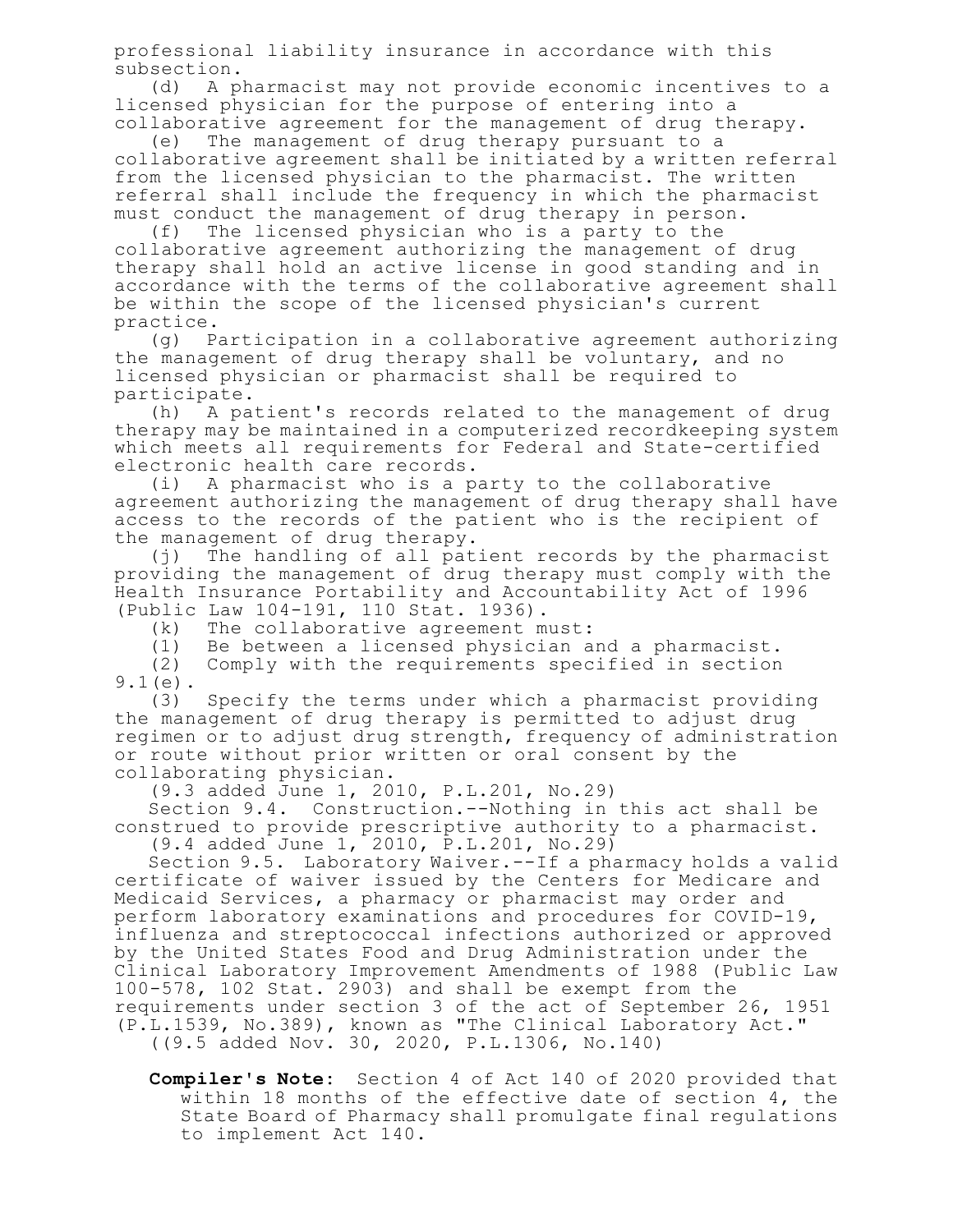professional liability insurance in accordance with this subsection.

(d) A pharmacist may not provide economic incentives to a licensed physician for the purpose of entering into a collaborative agreement for the management of drug therapy.

(e) The management of drug therapy pursuant to a collaborative agreement shall be initiated by a written referral from the licensed physician to the pharmacist. The written referral shall include the frequency in which the pharmacist must conduct the management of drug therapy in person.

(f) The licensed physician who is a party to the collaborative agreement authorizing the management of drug therapy shall hold an active license in good standing and in accordance with the terms of the collaborative agreement shall be within the scope of the licensed physician's current practice.

(g) Participation in a collaborative agreement authorizing the management of drug therapy shall be voluntary, and no licensed physician or pharmacist shall be required to participate.

(h) A patient's records related to the management of drug therapy may be maintained in a computerized recordkeeping system which meets all requirements for Federal and State-certified electronic health care records.

(i) A pharmacist who is a party to the collaborative agreement authorizing the management of drug therapy shall have access to the records of the patient who is the recipient of the management of drug therapy.

(j) The handling of all patient records by the pharmacist providing the management of drug therapy must comply with the Health Insurance Portability and Accountability Act of 1996 (Public Law 104-191, 110 Stat. 1936).

(k) The collaborative agreement must:

(1) Be between a licensed physician and a pharmacist.

(2) Comply with the requirements specified in section 9.1(e).

(3) Specify the terms under which a pharmacist providing the management of drug therapy is permitted to adjust drug regimen or to adjust drug strength, frequency of administration or route without prior written or oral consent by the collaborating physician.

(9.3 added June 1, 2010, P.L.201, No.29)

Section 9.4. Construction.--Nothing in this act shall be construed to provide prescriptive authority to a pharmacist.

(9.4 added June 1, 2010, P.L.201, No.29)

Section 9.5. Laboratory Waiver.--If a pharmacy holds a valid certificate of waiver issued by the Centers for Medicare and Medicaid Services, a pharmacy or pharmacist may order and perform laboratory examinations and procedures for COVID-19, influenza and streptococcal infections authorized or approved by the United States Food and Drug Administration under the Clinical Laboratory Improvement Amendments of 1988 (Public Law 100-578, 102 Stat. 2903) and shall be exempt from the requirements under section 3 of the act of September 26, 1951 (P.L.1539, No.389), known as "The Clinical Laboratory Act."

((9.5 added Nov. 30, 2020, P.L.1306, No.140)

**Compiler's Note**: Section 4 of Act 140 of 2020 provided that within 18 months of the effective date of section 4, the State Board of Pharmacy shall promulgate final regulations to implement Act 140.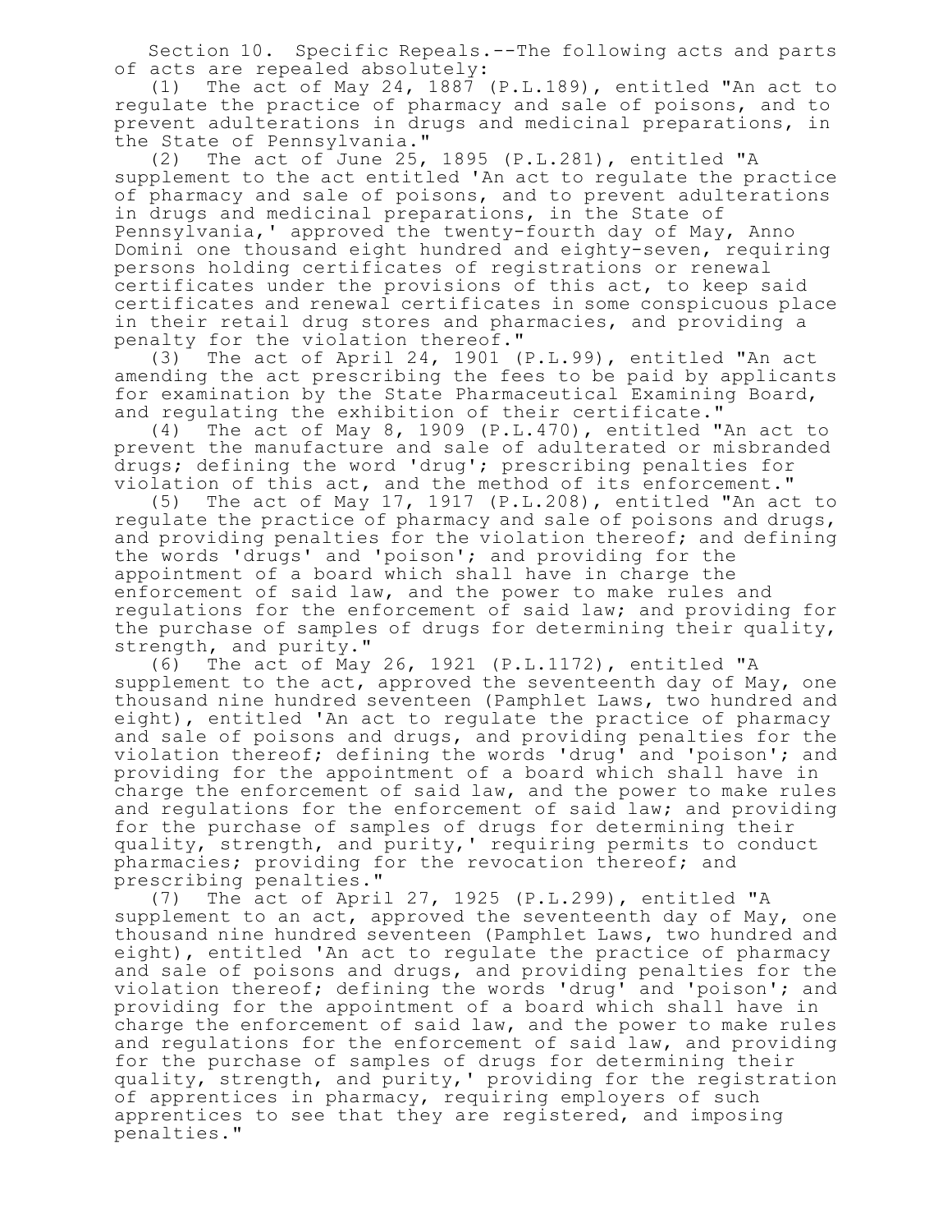Section 10. Specific Repeals.--The following acts and parts of acts are repealed absolutely:

(1) The act of May 24, 1887 (P.L.189), entitled "An act to regulate the practice of pharmacy and sale of poisons, and to prevent adulterations in drugs and medicinal preparations, in the State of Pennsylvania."

(2) The act of June 25, 1895 (P.L.281), entitled "A supplement to the act entitled 'An act to regulate the practice of pharmacy and sale of poisons, and to prevent adulterations in drugs and medicinal preparations, in the State of Pennsylvania,' approved the twenty-fourth day of May, Anno Domini one thousand eight hundred and eighty-seven, requiring persons holding certificates of registrations or renewal certificates under the provisions of this act, to keep said certificates and renewal certificates in some conspicuous place in their retail drug stores and pharmacies, and providing a penalty for the violation thereof."

(3) The act of April 24, 1901 (P.L.99), entitled "An act amending the act prescribing the fees to be paid by applicants for examination by the State Pharmaceutical Examining Board, and regulating the exhibition of their certificate."

(4) The act of May 8, 1909 (P.L.470), entitled "An act to prevent the manufacture and sale of adulterated or misbranded drugs; defining the word 'drug'; prescribing penalties for violation of this act, and the method of its enforcement."

(5) The act of May 17, 1917 (P.L.208), entitled "An act to regulate the practice of pharmacy and sale of poisons and drugs, and providing penalties for the violation thereof; and defining the words 'drugs' and 'poison'; and providing for the appointment of a board which shall have in charge the enforcement of said law, and the power to make rules and regulations for the enforcement of said law; and providing for the purchase of samples of drugs for determining their quality, strength, and purity."

(6) The act of May 26, 1921 (P.L.1172), entitled "A supplement to the act, approved the seventeenth day of May, one thousand nine hundred seventeen (Pamphlet Laws, two hundred and eight), entitled 'An act to regulate the practice of pharmacy and sale of poisons and drugs, and providing penalties for the violation thereof; defining the words 'drug' and 'poison'; and providing for the appointment of a board which shall have in charge the enforcement of said law, and the power to make rules and regulations for the enforcement of said law; and providing for the purchase of samples of drugs for determining their quality, strength, and purity,' requiring permits to conduct pharmacies; providing for the revocation thereof; and prescribing penalties."

(7) The act of April 27, 1925 (P.L.299), entitled "A supplement to an act, approved the seventeenth day of May, one thousand nine hundred seventeen (Pamphlet Laws, two hundred and eight), entitled 'An act to regulate the practice of pharmacy and sale of poisons and drugs, and providing penalties for the violation thereof; defining the words 'drug' and 'poison'; and providing for the appointment of a board which shall have in charge the enforcement of said law, and the power to make rules and regulations for the enforcement of said law, and providing for the purchase of samples of drugs for determining their quality, strength, and purity,' providing for the registration of apprentices in pharmacy, requiring employers of such apprentices to see that they are registered, and imposing penalties."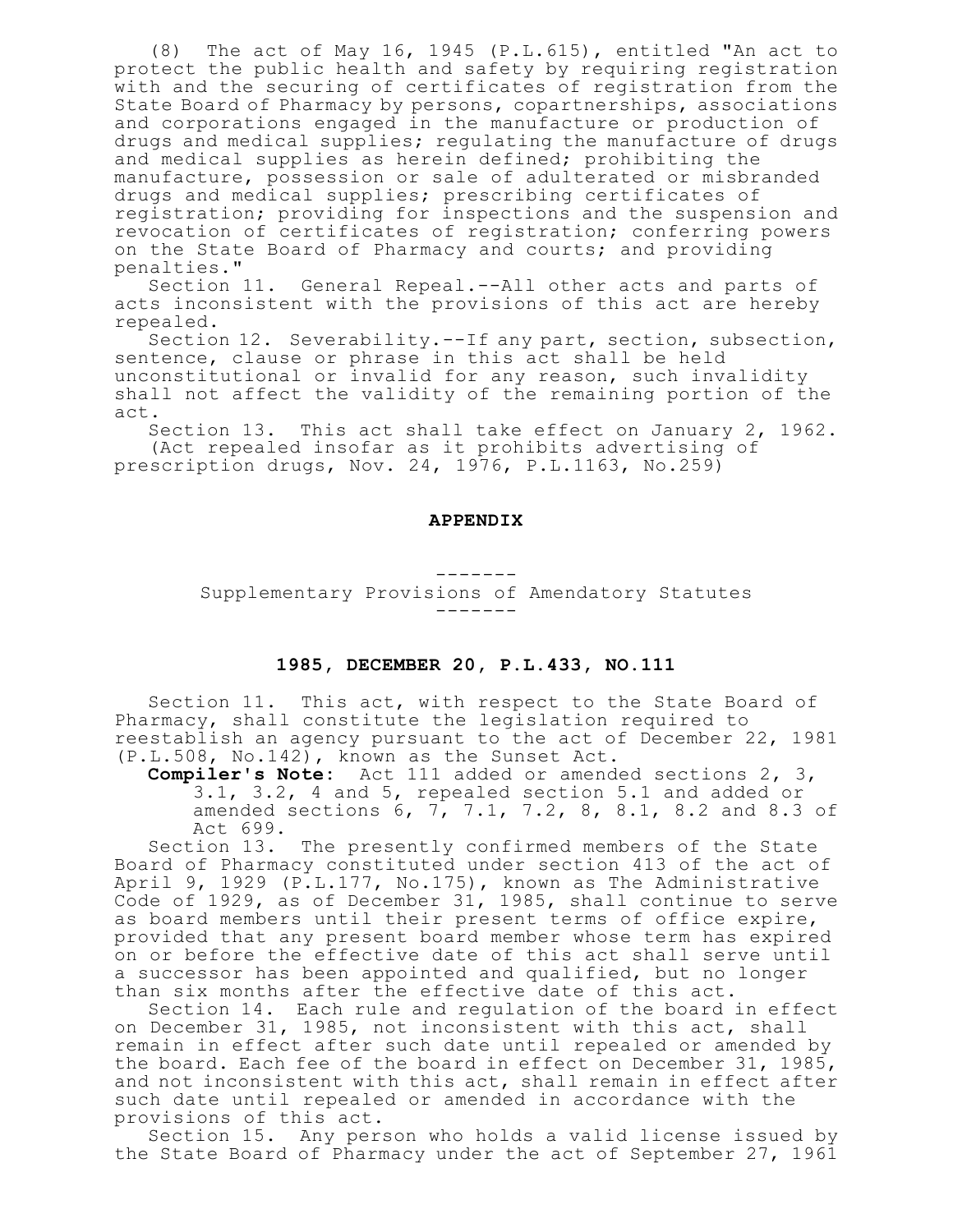(8) The act of May 16, 1945 (P.L.615), entitled "An act to protect the public health and safety by requiring registration with and the securing of certificates of registration from the State Board of Pharmacy by persons, copartnerships, associations and corporations engaged in the manufacture or production of drugs and medical supplies; regulating the manufacture of drugs and medical supplies as herein defined; prohibiting the manufacture, possession or sale of adulterated or misbranded drugs and medical supplies; prescribing certificates of registration; providing for inspections and the suspension and revocation of certificates of registration; conferring powers on the State Board of Pharmacy and courts; and providing penalties."

Section 11. General Repeal.--All other acts and parts of acts inconsistent with the provisions of this act are hereby repealed.

Section 12. Severability.--If any part, section, subsection, sentence, clause or phrase in this act shall be held unconstitutional or invalid for any reason, such invalidity shall not affect the validity of the remaining portion of the act.

Section 13. This act shall take effect on January 2, 1962.

(Act repealed insofar as it prohibits advertising of prescription drugs, Nov. 24, 1976, P.L.1163, No.259)

## APPENDIX

-------

Supplementary Provisions of Amendatory Statutes

-------

### 1985, DECEMBER 20, P.L.433, NO.111

Section 11. This act, with respect to the State Board of Pharmacy, shall constitute the legislation required to reestablish an agency pursuant to the act of December 22, 1981 (P.L.508, No.142), known as the Sunset Act.

**Compiler's Note**: Act 111 added or amended sections 2, 3, 3.1, 3.2, 4 and 5, repealed section 5.1 and added or amended sections 6, 7, 7.1, 7.2, 8, 8.1, 8.2 and 8.3 of Act 699.

Section 13. The presently confirmed members of the State Board of Pharmacy constituted under section 413 of the act of April 9, 1929 (P.L.177, No.175), known as The Administrative Code of 1929, as of December 31, 1985, shall continue to serve as board members until their present terms of office expire, provided that any present board member whose term has expired on or before the effective date of this act shall serve until a successor has been appointed and qualified, but no longer than six months after the effective date of this act.

Section 14. Each rule and regulation of the board in effect on December 31, 1985, not inconsistent with this act, shall remain in effect after such date until repealed or amended by the board. Each fee of the board in effect on December 31, 1985, and not inconsistent with this act, shall remain in effect after such date until repealed or amended in accordance with the provisions of this act.

Section 15. Any person who holds a valid license issued by the State Board of Pharmacy under the act of September 27, 1961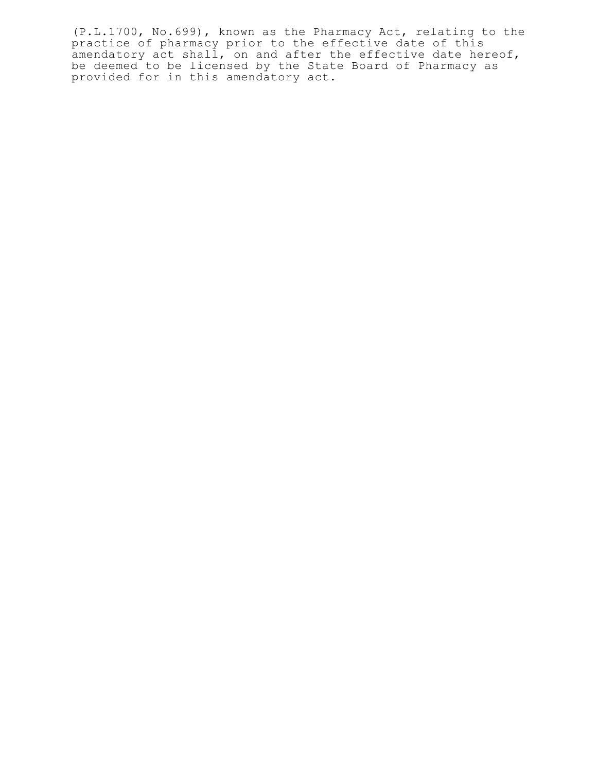(P.L.1700, No.699), known as the Pharmacy Act, relating to the practice of pharmacy prior to the effective date of this amendatory act shall, on and after the effective date hereof, be deemed to be licensed by the State Board of Pharmacy as provided for in this amendatory act.